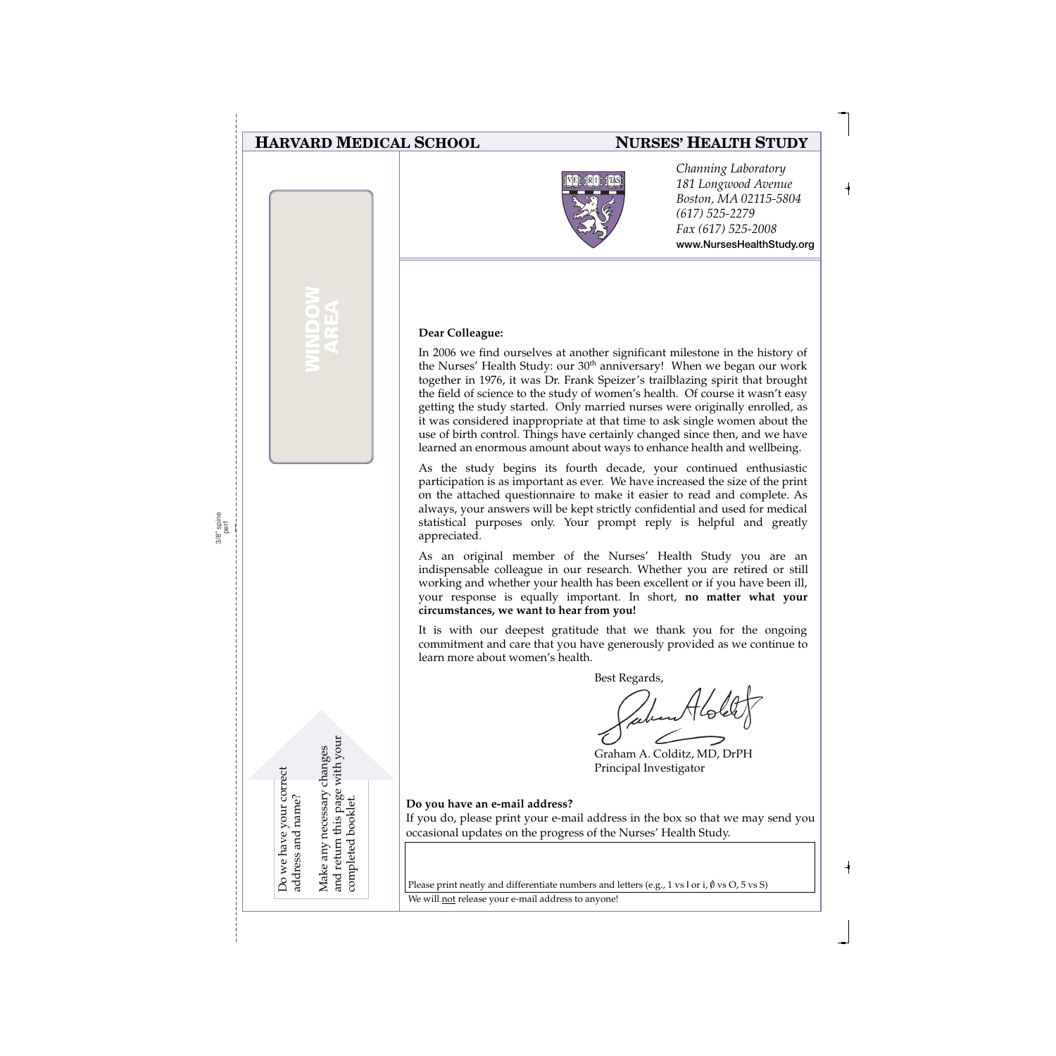**HARVARD MEDICAL SCHOOL** **NURSES' HEALTH STUDY**

*Channing Laboratory*
*181 Longwood Avenue*
*Boston, MA 02115-5804*
*(617) 525-2279*
*Fax (617) 525-2008*
**www.NursesHealthStudy.org**

WINDOW AREA

**Dear Colleague:**

In 2006 we find ourselves at another significant milestone in the history of the Nurses' Health Study: our 30th anniversary! When we began our work together in 1976, it was Dr. Frank Speizer's trailblazing spirit that brought the field of science to the study of women's health. Of course it wasn't easy getting the study started. Only married nurses were originally enrolled, as it was considered inappropriate at that time to ask single women about the use of birth control. Things have certainly changed since then, and we have learned an enormous amount about ways to enhance health and wellbeing.

As the study begins its fourth decade, your continued enthusiastic participation is as important as ever. We have increased the size of the print on the attached questionnaire to make it easier to read and complete. As always, your answers will be kept strictly confidential and used for medical statistical purposes only. Your prompt reply is helpful and greatly appreciated.

As an original member of the Nurses' Health Study you are an indispensable colleague in our research. Whether you are retired or still working and whether your health has been excellent or if you have been ill, your response is equally important. In short, **no matter what your circumstances, we want to hear from you!**

It is with our deepest gratitude that we thank you for the ongoing commitment and care that you have generously provided as we continue to learn more about women's health.

Best Regards,

Graham A. Colditz, MD, DrPH
Principal Investigator

Do we have your correct address and name?

Make any necessary changes and return this page with your completed booklet.

**Do you have an e-mail address?**
If you do, please print your e-mail address in the box so that we may send you occasional updates on the progress of the Nurses' Health Study.

Please print neatly and differentiate numbers and letters (e.g., 1 vs l or i, ∅ vs O, 5 vs S)

We will not release your e-mail address to anyone!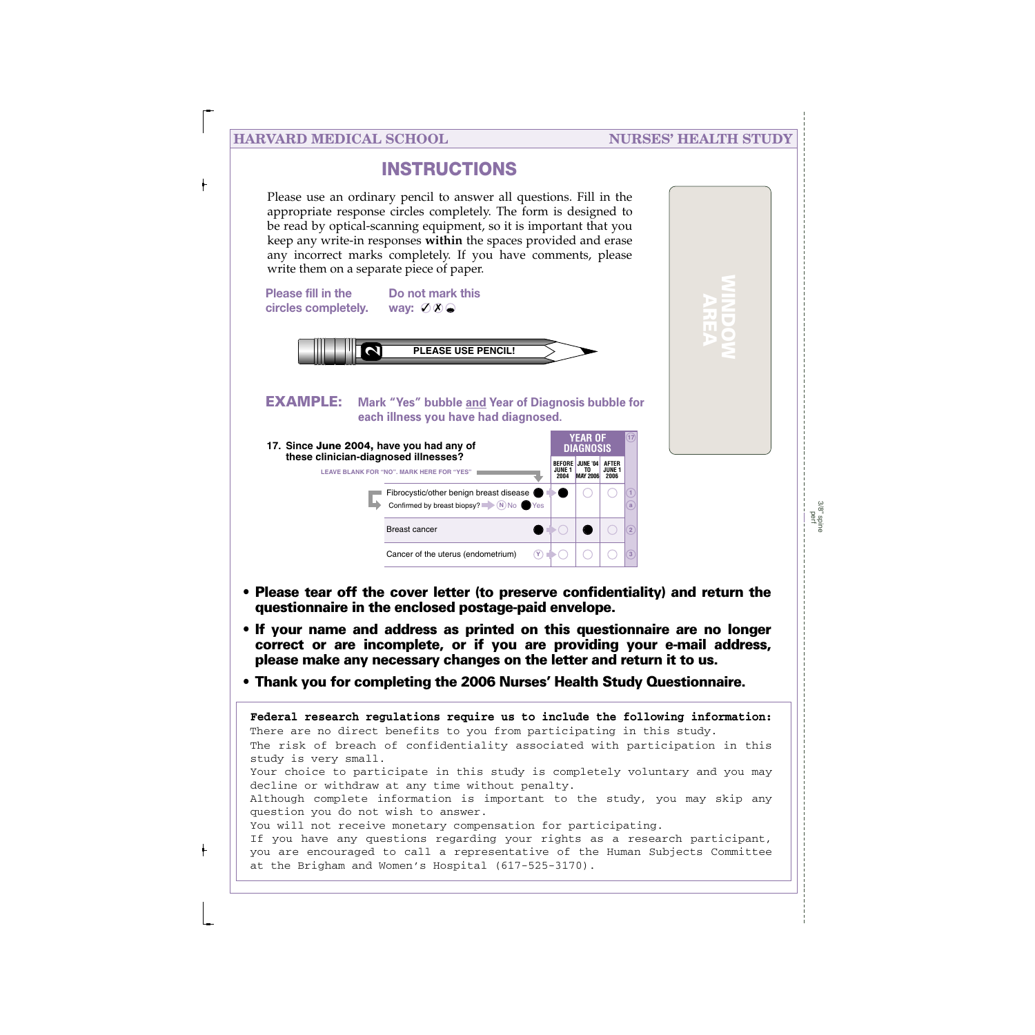# INSTRUCTIONS

Please use an ordinary pencil to answer all questions. Fill in the appropriate response circles completely. The form is designed to be read by optical-scanning equipment, so it is important that you keep any write-in responses **within** the spaces provided and erase any incorrect marks completely. If you have comments, please write them on a separate piece of paper.

**Please fill in the circles completely.** **Do not mark this way:** ✓ ✗ ◒

**PLEASE USE PENCIL!**

WINDOW AREA

**EXAMPLE:** **Mark "Yes" bubble and Year of Diagnosis bubble for each illness you have had diagnosed.**

**17. Since June 2004, have you had any of these clinician-diagnosed illnesses?**

LEAVE BLANK FOR "NO". MARK HERE FOR "YES"

| | | YEAR OF DIAGNOSIS | | | 17 |
|---|---|---|---|---|---|
| | | BEFORE JUNE 1 2004 | JUNE '04 TO MAY 2006 | AFTER JUNE 1 2006 | |
| Fibrocystic/other benign breast disease | ● | ● | ○ | ○ | 1 |
| Confirmed by breast biopsy? (N) No ● Yes | | | | | a |
| Breast cancer | ● | ○ | ● | ○ | 2 |
| Cancer of the uterus (endometrium) | (Y) | ○ | ○ | ○ | 3 |

- **Please tear off the cover letter (to preserve confidentiality) and return the questionnaire in the enclosed postage-paid envelope.**
- **If your name and address as printed on this questionnaire are no longer correct or are incomplete, or if you are providing your e-mail address, please make any necessary changes on the letter and return it to us.**
- **Thank you for completing the 2006 Nurses' Health Study Questionnaire.**

**Federal research regulations require us to include the following information:**
There are no direct benefits to you from participating in this study.
The risk of breach of confidentiality associated with participation in this study is very small.
Your choice to participate in this study is completely voluntary and you may decline or withdraw at any time without penalty.
Although complete information is important to the study, you may skip any question you do not wish to answer.
You will not receive monetary compensation for participating.
If you have any questions regarding your rights as a research participant, you are encouraged to call a representative of the Human Subjects Committee at the Brigham and Women's Hospital (617-525-3170).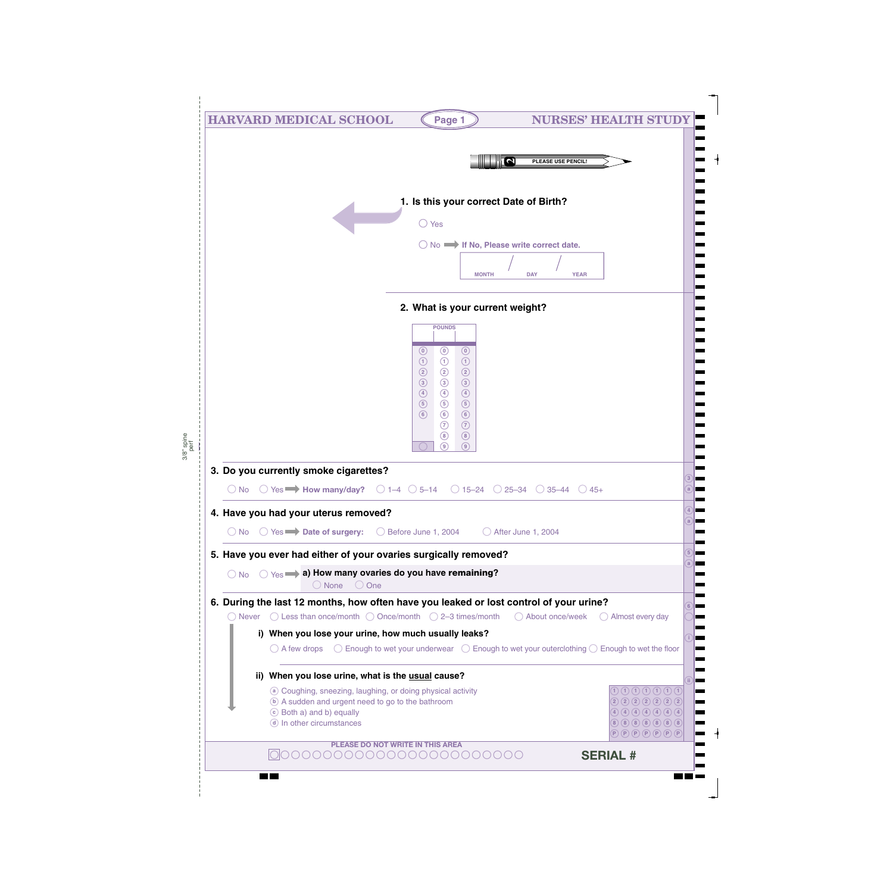# HARVARD MEDICAL SCHOOL — NURSES' HEALTH STUDY

PLEASE USE PENCIL!

**1. Is this your correct Date of Birth?**

◯ Yes

◯ No ➡ **If No, Please write correct date.**

MONTH / DAY / YEAR

**2. What is your current weight?**

POUNDS

| | | |
|---|---|---|
| 0 | 0 | 0 |
| 1 | 1 | 1 |
| 2 | 2 | 2 |
| 3 | 3 | 3 |
| 4 | 4 | 4 |
| 5 | 5 | 5 |
| 6 | 6 | 6 |
| | 7 | 7 |
| | 8 | 8 |
| | 9 | 9 |

**3. Do you currently smoke cigarettes?**

◯ No ◯ Yes ➡ **How many/day?** ◯ 1–4 ◯ 5–14 ◯ 15–24 ◯ 25–34 ◯ 35–44 ◯ 45+

**4. Have you had your uterus removed?**

◯ No ◯ Yes ➡ **Date of surgery:** ◯ Before June 1, 2004 ◯ After June 1, 2004

**5. Have you ever had either of your ovaries surgically removed?**

◯ No ◯ Yes ➡ **a) How many ovaries do you have remaining?**

◯ None ◯ One

**6. During the last 12 months, how often have you leaked or lost control of your urine?**

◯ Never ◯ Less than once/month ◯ Once/month ◯ 2–3 times/month ◯ About once/week ◯ Almost every day

**i) When you lose your urine, how much usually leaks?**

◯ A few drops ◯ Enough to wet your underwear ◯ Enough to wet your outerclothing ◯ Enough to wet the floor

**ii) When you lose urine, what is the usual cause?**

ⓐ Coughing, sneezing, laughing, or doing physical activity
ⓑ A sudden and urgent need to go to the bathroom
ⓒ Both a) and b) equally
ⓓ In other circumstances

PLEASE DO NOT WRITE IN THIS AREA

**SERIAL #**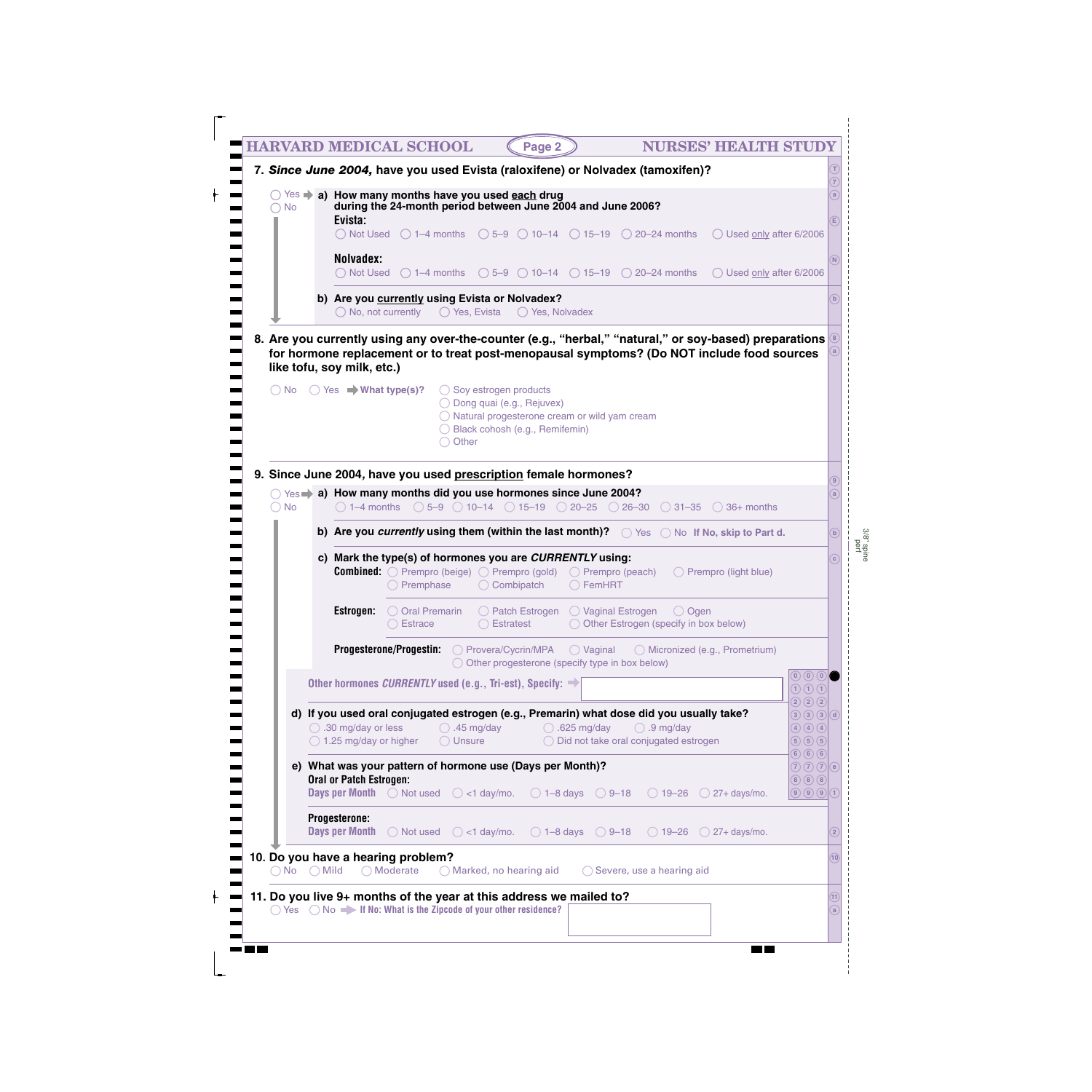HARVARD MEDICAL SCHOOL — Page 2 — NURSES' HEALTH STUDY

**7. *Since June 2004,* have you used Evista (raloxifene) or Nolvadex (tamoxifen)?**

◯ Yes ➡ ◯ No

**a) How many months have you used each drug during the 24-month period between June 2004 and June 2006?**

**Evista:**
◯ Not Used ◯ 1–4 months ◯ 5–9 ◯ 10–14 ◯ 15–19 ◯ 20–24 months ◯ Used only after 6/2006

**Nolvadex:**
◯ Not Used ◯ 1–4 months ◯ 5–9 ◯ 10–14 ◯ 15–19 ◯ 20–24 months ◯ Used only after 6/2006

**b) Are you currently using Evista or Nolvadex?**
◯ No, not currently ◯ Yes, Evista ◯ Yes, Nolvadex

**8. Are you currently using any over-the-counter (e.g., "herbal," "natural," or soy-based) preparations for hormone replacement or to treat post-menopausal symptoms? (Do NOT include food sources like tofu, soy milk, etc.)**

◯ No ◯ Yes ➡ **What type(s)?**
- ◯ Soy estrogen products
- ◯ Dong quai (e.g., Rejuvex)
- ◯ Natural progesterone cream or wild yam cream
- ◯ Black cohosh (e.g., Remifemin)
- ◯ Other

**9. Since June 2004, have you used prescription female hormones?**

◯ Yes ➡ ◯ No

**a) How many months did you use hormones since June 2004?**
◯ 1–4 months ◯ 5–9 ◯ 10–14 ◯ 15–19 ◯ 20–25 ◯ 26–30 ◯ 31–35 ◯ 36+ months

**b) Are you *currently* using them (within the last month)?** ◯ Yes ◯ No **If No, skip to Part d.**

**c) Mark the type(s) of hormones you are *CURRENTLY* using:**

**Combined:** ◯ Prempro (beige) ◯ Prempro (gold) ◯ Prempro (peach) ◯ Prempro (light blue) ◯ Premphase ◯ Combipatch ◯ FemHRT

**Estrogen:** ◯ Oral Premarin ◯ Patch Estrogen ◯ Vaginal Estrogen ◯ Ogen ◯ Estrace ◯ Estratest ◯ Other Estrogen (specify in box below)

**Progesterone/Progestin:** ◯ Provera/Cycrin/MPA ◯ Vaginal ◯ Micronized (e.g., Prometrium) ◯ Other progesterone (specify type in box below)

**Other hormones *CURRENTLY* used (e.g., Tri-est), Specify:** ➡ [ ]

**d) If you used oral conjugated estrogen (e.g., Premarin) what dose did you usually take?**
◯ .30 mg/day or less ◯ .45 mg/day ◯ .625 mg/day ◯ .9 mg/day ◯ 1.25 mg/day or higher ◯ Unsure ◯ Did not take oral conjugated estrogen

**e) What was your pattern of hormone use (Days per Month)?**

**Oral or Patch Estrogen:**
Days per Month ◯ Not used ◯ <1 day/mo. ◯ 1–8 days ◯ 9–18 ◯ 19–26 ◯ 27+ days/mo.

**Progesterone:**
Days per Month ◯ Not used ◯ <1 day/mo. ◯ 1–8 days ◯ 9–18 ◯ 19–26 ◯ 27+ days/mo.

**10. Do you have a hearing problem?**
◯ No ◯ Mild ◯ Moderate ◯ Marked, no hearing aid ◯ Severe, use a hearing aid

**11. Do you live 9+ months of the year at this address we mailed to?**
◯ Yes ◯ No ➡ **If No: What is the Zipcode of your other residence?** [ ]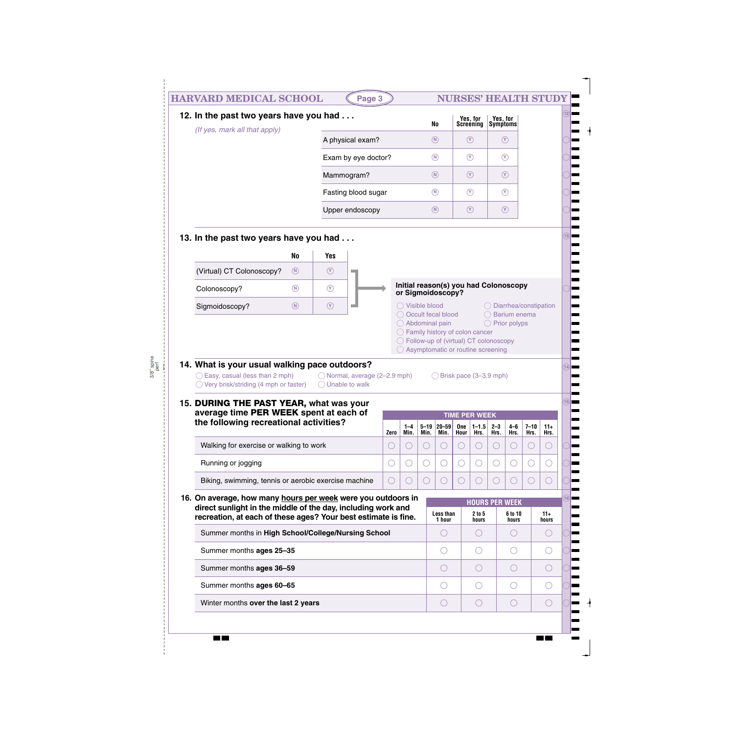## 12. In the past two years have you had . . .

*(If yes, mark all that apply)*

| | No | Yes, for Screening | Yes, for Symptoms |
|---|---|---|---|
| A physical exam? | Ⓝ | Ⓨ | Ⓨ |
| Exam by eye doctor? | Ⓝ | Ⓨ | Ⓨ |
| Mammogram? | Ⓝ | Ⓨ | Ⓨ |
| Fasting blood sugar | Ⓝ | Ⓨ | Ⓨ |
| Upper endoscopy | Ⓝ | Ⓨ | Ⓨ |

## 13. In the past two years have you had . . .

| | No | Yes |
|---|---|---|
| (Virtual) CT Colonoscopy? | Ⓝ | Ⓨ |
| Colonoscopy? | Ⓝ | Ⓨ |
| Sigmoidoscopy? | Ⓝ | Ⓨ |

**Initial reason(s) you had Colonoscopy or Sigmoidoscopy?**

- ◯ Visible blood
- ◯ Diarrhea/constipation
- ◯ Occult fecal blood
- ◯ Barium enema
- ◯ Abdominal pain
- ◯ Prior polyps
- ◯ Family history of colon cancer
- ◯ Follow-up of (virtual) CT colonoscopy
- ◯ Asymptomatic or routine screening

## 14. What is your usual walking pace outdoors?

- ◯ Easy, casual (less than 2 mph)
- ◯ Normal, average (2–2.9 mph)
- ◯ Brisk pace (3–3.9 mph)
- ◯ Very brisk/striding (4 mph or faster)
- ◯ Unable to walk

## 15. DURING THE PAST YEAR, what was your average time PER WEEK spent at each of the following recreational activities?

| | TIME PER WEEK | | | | | | | | | |
|---|---|---|---|---|---|---|---|---|---|---|
| | Zero | 1–4 Min. | 5–19 Min. | 20–59 Min. | One Hour | 1–1.5 Hrs. | 2–3 Hrs. | 4–6 Hrs. | 7–10 Hrs. | 11+ Hrs. |
| Walking for exercise or walking to work | ◯ | ◯ | ◯ | ◯ | ◯ | ◯ | ◯ | ◯ | ◯ | ◯ |
| Running or jogging | ◯ | ◯ | ◯ | ◯ | ◯ | ◯ | ◯ | ◯ | ◯ | ◯ |
| Biking, swimming, tennis or aerobic exercise machine | ◯ | ◯ | ◯ | ◯ | ◯ | ◯ | ◯ | ◯ | ◯ | ◯ |

## 16. On average, how many hours per week were you outdoors in direct sunlight in the middle of the day, including work and recreation, at each of these ages? Your best estimate is fine.

| | HOURS PER WEEK | | | |
|---|---|---|---|---|
| | Less than 1 hour | 2 to 5 hours | 6 to 10 hours | 11+ hours |
| Summer months in **High School/College/Nursing School** | ◯ | ◯ | ◯ | ◯ |
| Summer months **ages 25–35** | ◯ | ◯ | ◯ | ◯ |
| Summer months **ages 36–59** | ◯ | ◯ | ◯ | ◯ |
| Summer months **ages 60–65** | ◯ | ◯ | ◯ | ◯ |
| Winter months **over the last 2 years** | ◯ | ◯ | ◯ | ◯ |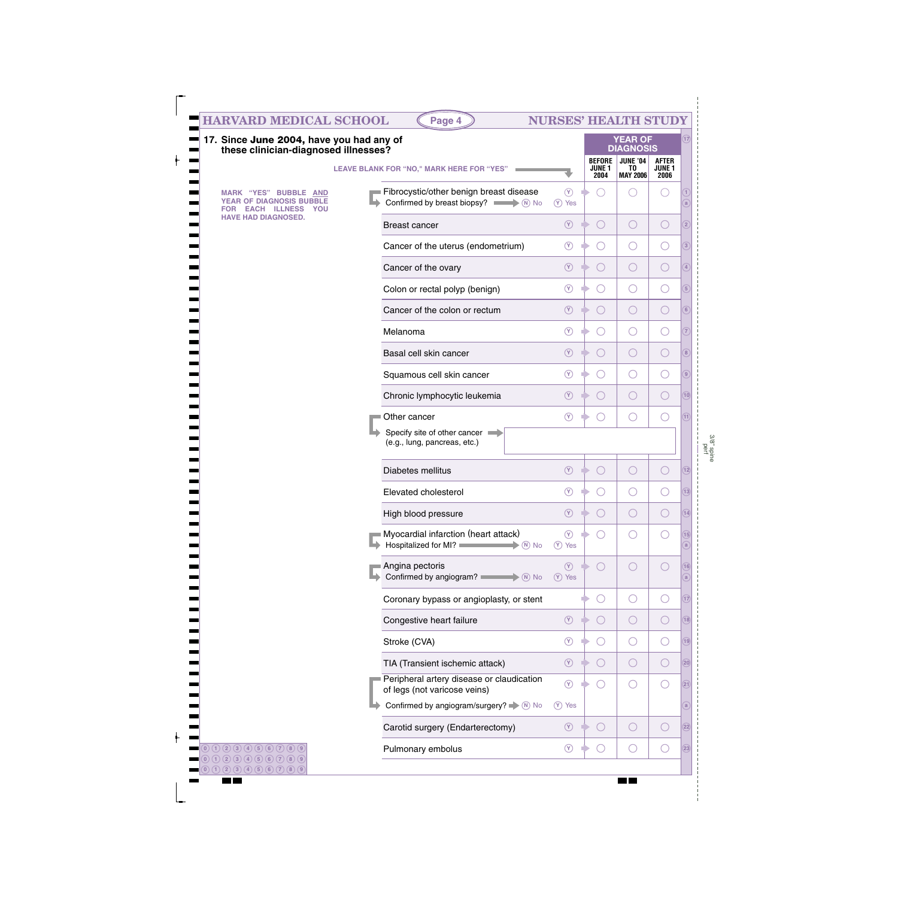# HARVARD MEDICAL SCHOOL — NURSES' HEALTH STUDY

**17. Since June 2004, have you had any of these clinician-diagnosed illnesses?**

LEAVE BLANK FOR "NO," MARK HERE FOR "YES"

**MARK "YES" BUBBLE AND YEAR OF DIAGNOSIS BUBBLE FOR EACH ILLNESS YOU HAVE HAD DIAGNOSED.**

| Illness | Yes | YEAR OF DIAGNOSIS: BEFORE JUNE 1 2004 | JUNE '04 TO MAY 2006 | AFTER JUNE 1 2006 | |
|---|---|---|---|---|---|
| Fibrocystic/other benign breast disease | Ⓨ | ○ | ○ | ○ | 1 |
| Confirmed by breast biopsy? Ⓝ No Ⓨ Yes | | | | | a |
| Breast cancer | Ⓨ | ○ | ○ | ○ | 2 |
| Cancer of the uterus (endometrium) | Ⓨ | ○ | ○ | ○ | 3 |
| Cancer of the ovary | Ⓨ | ○ | ○ | ○ | 4 |
| Colon or rectal polyp (benign) | Ⓨ | ○ | ○ | ○ | 5 |
| Cancer of the colon or rectum | Ⓨ | ○ | ○ | ○ | 6 |
| Melanoma | Ⓨ | ○ | ○ | ○ | 7 |
| Basal cell skin cancer | Ⓨ | ○ | ○ | ○ | 8 |
| Squamous cell skin cancer | Ⓨ | ○ | ○ | ○ | 9 |
| Chronic lymphocytic leukemia | Ⓨ | ○ | ○ | ○ | 10 |
| Other cancer | Ⓨ | ○ | ○ | ○ | 11 |
| Specify site of other cancer (e.g., lung, pancreas, etc.) | | | | | |
| Diabetes mellitus | Ⓨ | ○ | ○ | ○ | 12 |
| Elevated cholesterol | Ⓨ | ○ | ○ | ○ | 13 |
| High blood pressure | Ⓨ | ○ | ○ | ○ | 14 |
| Myocardial infarction (heart attack) | Ⓨ | ○ | ○ | ○ | 15 |
| Hospitalized for MI? Ⓝ No Ⓨ Yes | | | | | a |
| Angina pectoris | Ⓨ | ○ | ○ | ○ | 16 |
| Confirmed by angiogram? Ⓝ No Ⓨ Yes | | | | | a |
| Coronary bypass or angioplasty, or stent | | ○ | ○ | ○ | 17 |
| Congestive heart failure | Ⓨ | ○ | ○ | ○ | 18 |
| Stroke (CVA) | Ⓨ | ○ | ○ | ○ | 19 |
| TIA (Transient ischemic attack) | Ⓨ | ○ | ○ | ○ | 20 |
| Peripheral artery disease or claudication of legs (not varicose veins) | Ⓨ | ○ | ○ | ○ | 21 |
| Confirmed by angiogram/surgery? Ⓝ No Ⓨ Yes | | | | | a |
| Carotid surgery (Endarterectomy) | Ⓨ | ○ | ○ | ○ | 22 |
| Pulmonary embolus | Ⓨ | ○ | ○ | ○ | 23 |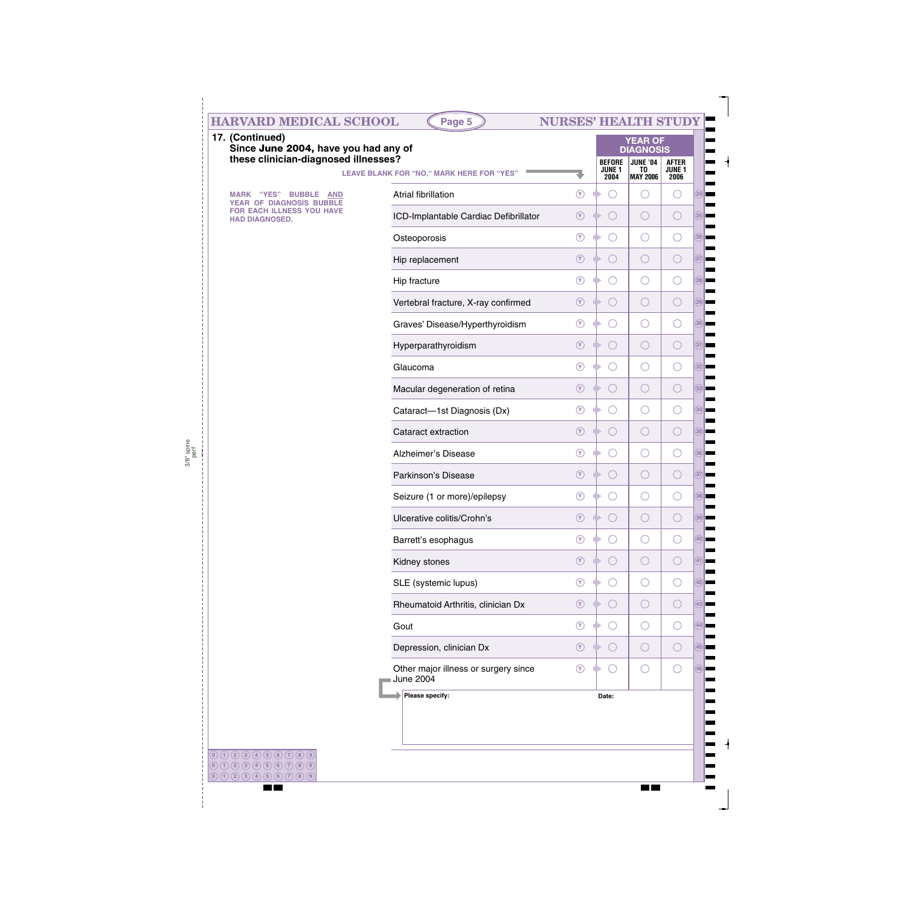## 17. (Continued)

**Since June 2004, have you had any of these clinician-diagnosed illnesses?**

LEAVE BLANK FOR "NO," MARK HERE FOR "YES"

MARK "YES" BUBBLE AND YEAR OF DIAGNOSIS BUBBLE FOR EACH ILLNESS YOU HAVE HAD DIAGNOSED.

| | | YEAR OF DIAGNOSIS | | | |
|---|---|---|---|---|---|
| | | BEFORE JUNE 1 2004 | JUNE '04 TO MAY 2006 | AFTER JUNE 1 2006 | |
| Atrial fibrillation | Ⓨ | ○ | ○ | ○ | 24 |
| ICD-Implantable Cardiac Defibrillator | Ⓨ | ○ | ○ | ○ | 25 |
| Osteoporosis | Ⓨ | ○ | ○ | ○ | 26 |
| Hip replacement | Ⓨ | ○ | ○ | ○ | 27 |
| Hip fracture | Ⓨ | ○ | ○ | ○ | 28 |
| Vertebral fracture, X-ray confirmed | Ⓨ | ○ | ○ | ○ | 29 |
| Graves' Disease/Hyperthyroidism | Ⓨ | ○ | ○ | ○ | 30 |
| Hyperparathyroidism | Ⓨ | ○ | ○ | ○ | 31 |
| Glaucoma | Ⓨ | ○ | ○ | ○ | 32 |
| Macular degeneration of retina | Ⓨ | ○ | ○ | ○ | 33 |
| Cataract—1st Diagnosis (Dx) | Ⓨ | ○ | ○ | ○ | 34 |
| Cataract extraction | Ⓨ | ○ | ○ | ○ | 35 |
| Alzheimer's Disease | Ⓨ | ○ | ○ | ○ | 36 |
| Parkinson's Disease | Ⓨ | ○ | ○ | ○ | 37 |
| Seizure (1 or more)/epilepsy | Ⓨ | ○ | ○ | ○ | 38 |
| Ulcerative colitis/Crohn's | Ⓨ | ○ | ○ | ○ | 39 |
| Barrett's esophagus | Ⓨ | ○ | ○ | ○ | 40 |
| Kidney stones | Ⓨ | ○ | ○ | ○ | 41 |
| SLE (systemic lupus) | Ⓨ | ○ | ○ | ○ | 42 |
| Rheumatoid Arthritis, clinician Dx | Ⓨ | ○ | ○ | ○ | 43 |
| Gout | Ⓨ | ○ | ○ | ○ | 44 |
| Depression, clinician Dx | Ⓨ | ○ | ○ | ○ | 45 |
| Other major illness or surgery since June 2004 | Ⓨ | ○ | ○ | ○ | 46 |

**Please specify:**

**Date:**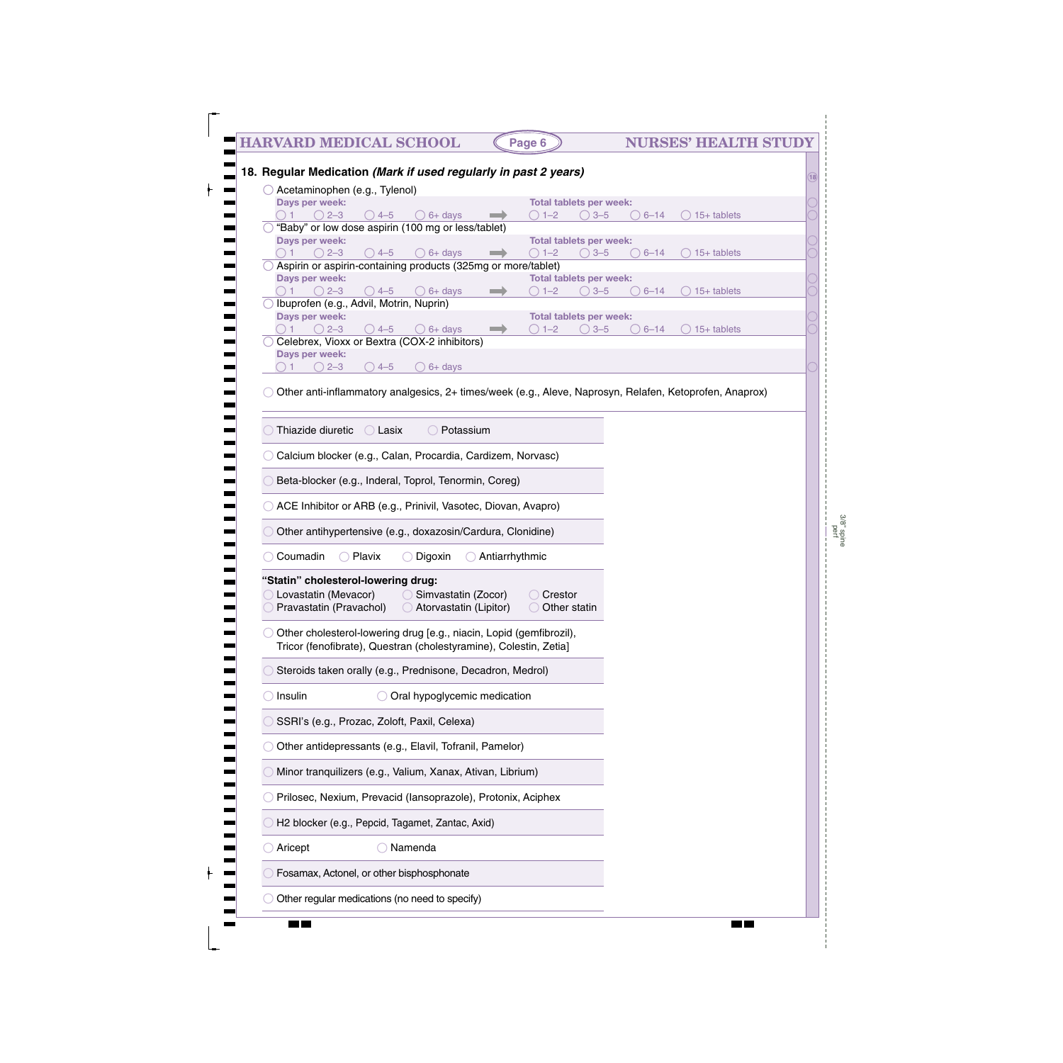## 18. Regular Medication *(Mark if used regularly in past 2 years)*

- ◯ Acetaminophen (e.g., Tylenol)
  - Days per week: ◯ 1 ◯ 2–3 ◯ 4–5 ◯ 6+ days → Total tablets per week: ◯ 1–2 ◯ 3–5 ◯ 6–14 ◯ 15+ tablets
- ◯ "Baby" or low dose aspirin (100 mg or less/tablet)
  - Days per week: ◯ 1 ◯ 2–3 ◯ 4–5 ◯ 6+ days → Total tablets per week: ◯ 1–2 ◯ 3–5 ◯ 6–14 ◯ 15+ tablets
- ◯ Aspirin or aspirin-containing products (325mg or more/tablet)
  - Days per week: ◯ 1 ◯ 2–3 ◯ 4–5 ◯ 6+ days → Total tablets per week: ◯ 1–2 ◯ 3–5 ◯ 6–14 ◯ 15+ tablets
- ◯ Ibuprofen (e.g., Advil, Motrin, Nuprin)
  - Days per week: ◯ 1 ◯ 2–3 ◯ 4–5 ◯ 6+ days → Total tablets per week: ◯ 1–2 ◯ 3–5 ◯ 6–14 ◯ 15+ tablets
- ◯ Celebrex, Vioxx or Bextra (COX-2 inhibitors)
  - Days per week: ◯ 1 ◯ 2–3 ◯ 4–5 ◯ 6+ days

◯ Other anti-inflammatory analgesics, 2+ times/week (e.g., Aleve, Naprosyn, Relafen, Ketoprofen, Anaprox)

◯ Thiazide diuretic ◯ Lasix ◯ Potassium

◯ Calcium blocker (e.g., Calan, Procardia, Cardizem, Norvasc)

◯ Beta-blocker (e.g., Inderal, Toprol, Tenormin, Coreg)

◯ ACE Inhibitor or ARB (e.g., Prinivil, Vasotec, Diovan, Avapro)

◯ Other antihypertensive (e.g., doxazosin/Cardura, Clonidine)

◯ Coumadin ◯ Plavix ◯ Digoxin ◯ Antiarrhythmic

**"Statin" cholesterol-lowering drug:**
◯ Lovastatin (Mevacor) ◯ Simvastatin (Zocor) ◯ Crestor
◯ Pravastatin (Pravachol) ◯ Atorvastatin (Lipitor) ◯ Other statin

◯ Other cholesterol-lowering drug [e.g., niacin, Lopid (gemfibrozil), Tricor (fenofibrate), Questran (cholestyramine), Colestin, Zetia]

◯ Steroids taken orally (e.g., Prednisone, Decadron, Medrol)

◯ Insulin ◯ Oral hypoglycemic medication

◯ SSRI's (e.g., Prozac, Zoloft, Paxil, Celexa)

◯ Other antidepressants (e.g., Elavil, Tofranil, Pamelor)

◯ Minor tranquilizers (e.g., Valium, Xanax, Ativan, Librium)

◯ Prilosec, Nexium, Prevacid (lansoprazole), Protonix, Aciphex

◯ H2 blocker (e.g., Pepcid, Tagamet, Zantac, Axid)

◯ Aricept ◯ Namenda

◯ Fosamax, Actonel, or other bisphosphonate

◯ Other regular medications (no need to specify)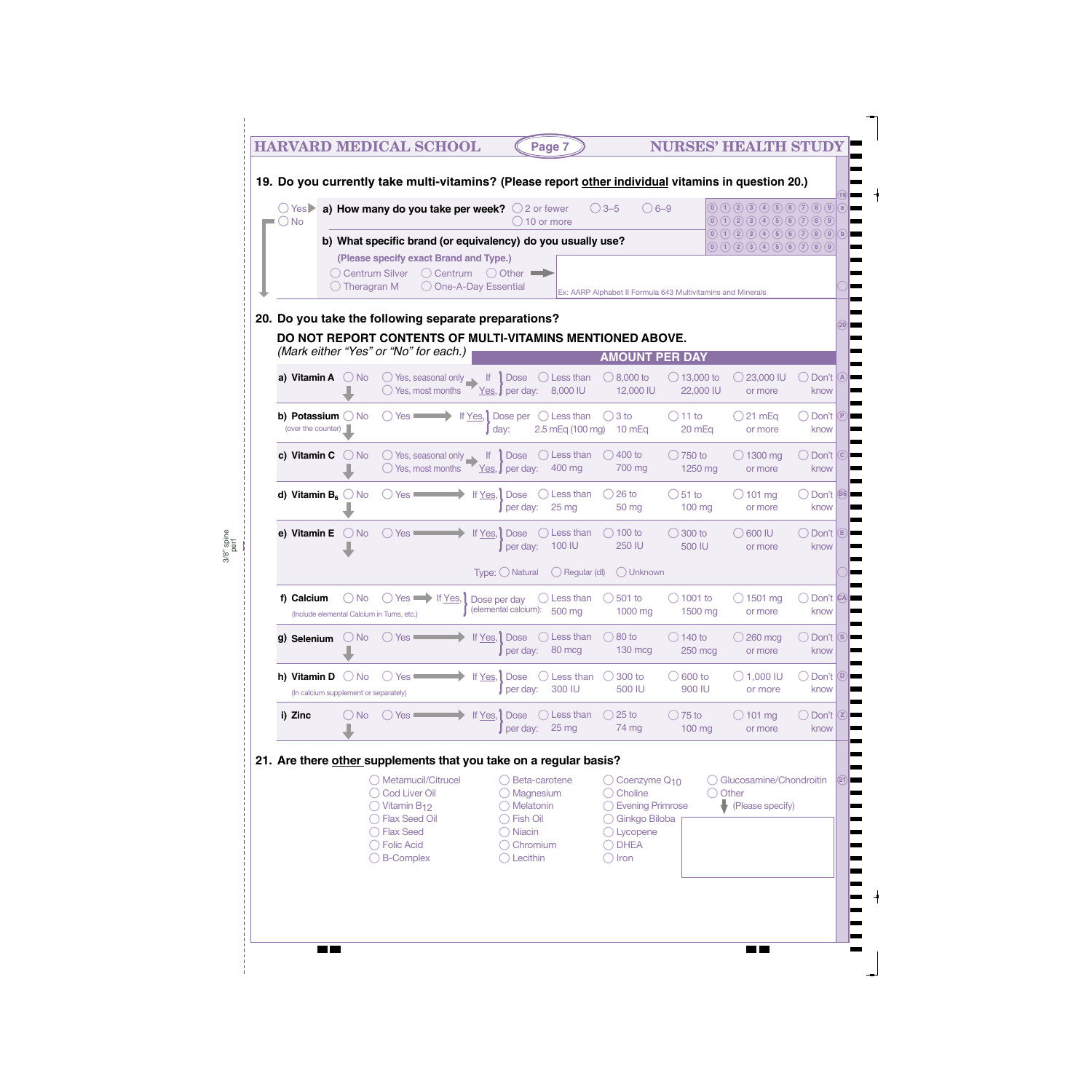HARVARD MEDICAL SCHOOL — NURSES' HEALTH STUDY

**19. Do you currently take multi-vitamins? (Please report other individual vitamins in question 20.)**

◯ Yes ▶ **a) How many do you take per week?** ◯ 2 or fewer ◯ 3–5 ◯ 6–9 ◯ 10 or more

◯ No

**b) What specific brand (or equivalency) do you usually use?**

**(Please specify exact Brand and Type.)**

◯ Centrum Silver ◯ Centrum ◯ Other ➡

◯ Theragran M ◯ One-A-Day Essential

Ex: AARP Alphabet II Formula 643 Multivitamins and Minerals

**20. Do you take the following separate preparations?**

**DO NOT REPORT CONTENTS OF MULTI-VITAMINS MENTIONED ABOVE.**

*(Mark either "Yes" or "No" for each.)*

| | | | | AMOUNT PER DAY | | | | |
|---|---|---|---|---|---|---|---|---|
| **a) Vitamin A** | ◯ No | ◯ Yes, seasonal only ◯ Yes, most months | If Yes, Dose per day: | ◯ Less than 8,000 IU | ◯ 8,000 to 12,000 IU | ◯ 13,000 to 22,000 IU | ◯ 23,000 IU or more | ◯ Don't know |
| **b) Potassium** (over the counter) | ◯ No | ◯ Yes | If Yes, Dose per day: | ◯ Less than 2.5 mEq (100 mg) | ◯ 3 to 10 mEq | ◯ 11 to 20 mEq | ◯ 21 mEq or more | ◯ Don't know |
| **c) Vitamin C** | ◯ No | ◯ Yes, seasonal only ◯ Yes, most months | If Yes, Dose per day: | ◯ Less than 400 mg | ◯ 400 to 700 mg | ◯ 750 to 1250 mg | ◯ 1300 mg or more | ◯ Don't know |
| **d) Vitamin $B_6$** | ◯ No | ◯ Yes | If Yes, Dose per day: | ◯ Less than 25 mg | ◯ 26 to 50 mg | ◯ 51 to 100 mg | ◯ 101 mg or more | ◯ Don't know |
| **e) Vitamin E** | ◯ No | ◯ Yes | If Yes, Dose per day: | ◯ Less than 100 IU | ◯ 100 to 250 IU | ◯ 300 to 500 IU | ◯ 600 IU or more | ◯ Don't know |
| | | | Type: ◯ Natural | ◯ Regular (dl) | ◯ Unknown | | | |
| **f) Calcium** (Include elemental Calcium in Tums, etc.) | ◯ No | ◯ Yes | If Yes, Dose per day (elemental calcium): | ◯ Less than 500 mg | ◯ 501 to 1000 mg | ◯ 1001 to 1500 mg | ◯ 1501 mg or more | ◯ Don't know |
| **g) Selenium** | ◯ No | ◯ Yes | If Yes, Dose per day: | ◯ Less than 80 mcg | ◯ 80 to 130 mcg | ◯ 140 to 250 mcg | ◯ 260 mcg or more | ◯ Don't know |
| **h) Vitamin D** (In calcium supplement or separately) | ◯ No | ◯ Yes | If Yes, Dose per day: | ◯ Less than 300 IU | ◯ 300 to 500 IU | ◯ 600 to 900 IU | ◯ 1,000 IU or more | ◯ Don't know |
| **i) Zinc** | ◯ No | ◯ Yes | If Yes, Dose per day: | ◯ Less than 25 mg | ◯ 25 to 74 mg | ◯ 75 to 100 mg | ◯ 101 mg or more | ◯ Don't know |

**21. Are there other supplements that you take on a regular basis?**

◯ Metamucil/Citrucel
◯ Cod Liver Oil
◯ Vitamin $B_{12}$
◯ Flax Seed Oil
◯ Flax Seed
◯ Folic Acid
◯ B-Complex

◯ Beta-carotene
◯ Magnesium
◯ Melatonin
◯ Fish Oil
◯ Niacin
◯ Chromium
◯ Lecithin

◯ Coenzyme $Q_{10}$
◯ Choline
◯ Evening Primrose
◯ Ginkgo Biloba
◯ Lycopene
◯ DHEA
◯ Iron

◯ Glucosamine/Chondroitin
◯ Other
(Please specify)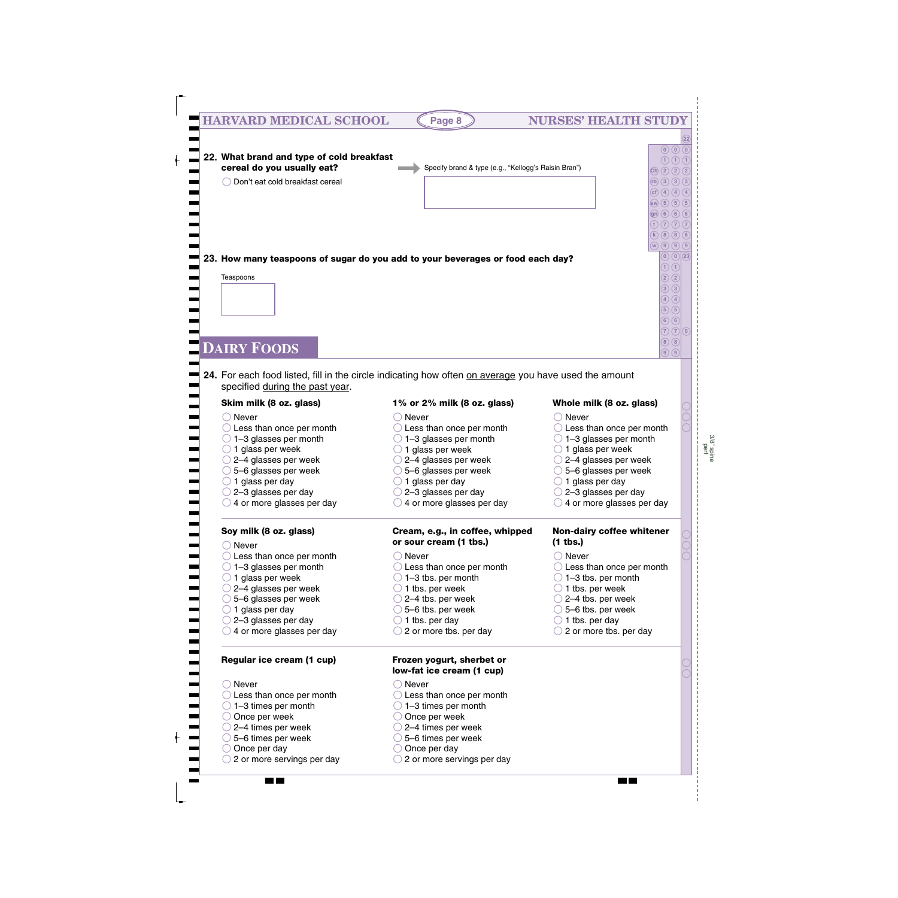**22. What brand and type of cold breakfast cereal do you usually eat?**

◯ Don't eat cold breakfast cereal

Specify brand & type (e.g., "Kellogg's Raisin Bran")

**23. How many teaspoons of sugar do you add to your beverages or food each day?**

Teaspoons

## DAIRY FOODS

**24.** For each food listed, fill in the circle indicating how often on average you have used the amount specified during the past year.

**Skim milk (8 oz. glass)**

◯ Never
◯ Less than once per month
◯ 1–3 glasses per month
◯ 1 glass per week
◯ 2–4 glasses per week
◯ 5–6 glasses per week
◯ 1 glass per day
◯ 2–3 glasses per day
◯ 4 or more glasses per day

**1% or 2% milk (8 oz. glass)**

◯ Never
◯ Less than once per month
◯ 1–3 glasses per month
◯ 1 glass per week
◯ 2–4 glasses per week
◯ 5–6 glasses per week
◯ 1 glass per day
◯ 2–3 glasses per day
◯ 4 or more glasses per day

**Whole milk (8 oz. glass)**

◯ Never
◯ Less than once per month
◯ 1–3 glasses per month
◯ 1 glass per week
◯ 2–4 glasses per week
◯ 5–6 glasses per week
◯ 1 glass per day
◯ 2–3 glasses per day
◯ 4 or more glasses per day

**Soy milk (8 oz. glass)**

◯ Never
◯ Less than once per month
◯ 1–3 glasses per month
◯ 1 glass per week
◯ 2–4 glasses per week
◯ 5–6 glasses per week
◯ 1 glass per day
◯ 2–3 glasses per day
◯ 4 or more glasses per day

**Cream, e.g., in coffee, whipped or sour cream (1 tbs.)**

◯ Never
◯ Less than once per month
◯ 1–3 tbs. per month
◯ 1 tbs. per week
◯ 2–4 tbs. per week
◯ 5–6 tbs. per week
◯ 1 tbs. per day
◯ 2 or more tbs. per day

**Non-dairy coffee whitener (1 tbs.)**

◯ Never
◯ Less than once per month
◯ 1–3 tbs. per month
◯ 1 tbs. per week
◯ 2–4 tbs. per week
◯ 5–6 tbs. per week
◯ 1 tbs. per day
◯ 2 or more tbs. per day

**Regular ice cream (1 cup)**

◯ Never
◯ Less than once per month
◯ 1–3 times per month
◯ Once per week
◯ 2–4 times per week
◯ 5–6 times per week
◯ Once per day
◯ 2 or more servings per day

**Frozen yogurt, sherbet or low-fat ice cream (1 cup)**

◯ Never
◯ Less than once per month
◯ 1–3 times per month
◯ Once per week
◯ 2–4 times per week
◯ 5–6 times per week
◯ Once per day
◯ 2 or more servings per day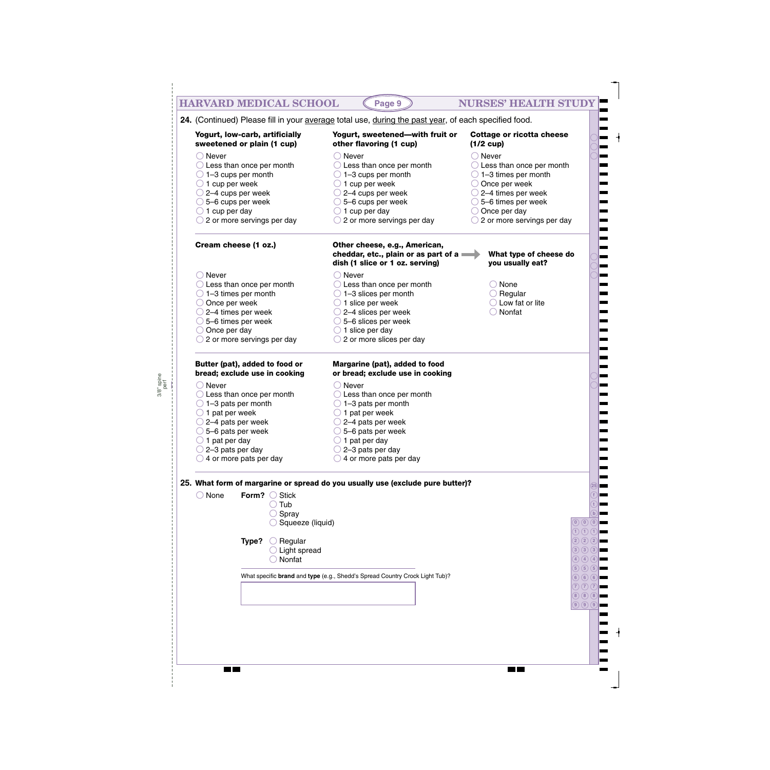**24.** (Continued) Please fill in your average total use, during the past year, of each specified food.

**Yogurt, low-carb, artificially sweetened or plain (1 cup)**

- ◯ Never
- ◯ Less than once per month
- ◯ 1–3 cups per month
- ◯ 1 cup per week
- ◯ 2–4 cups per week
- ◯ 5–6 cups per week
- ◯ 1 cup per day
- ◯ 2 or more servings per day

**Yogurt, sweetened—with fruit or other flavoring (1 cup)**

- ◯ Never
- ◯ Less than once per month
- ◯ 1–3 cups per month
- ◯ 1 cup per week
- ◯ 2–4 cups per week
- ◯ 5–6 cups per week
- ◯ 1 cup per day
- ◯ 2 or more servings per day

**Cottage or ricotta cheese (1/2 cup)**

- ◯ Never
- ◯ Less than once per month
- ◯ 1–3 times per month
- ◯ Once per week
- ◯ 2–4 times per week
- ◯ 5–6 times per week
- ◯ Once per day
- ◯ 2 or more servings per day

**Cream cheese (1 oz.)**

- ◯ Never
- ◯ Less than once per month
- ◯ 1–3 times per month
- ◯ Once per week
- ◯ 2–4 times per week
- ◯ 5–6 times per week
- ◯ Once per day
- ◯ 2 or more servings per day

**Other cheese, e.g., American, cheddar, etc., plain or as part of a dish (1 slice or 1 oz. serving)**

- ◯ Never
- ◯ Less than once per month
- ◯ 1–3 slices per month
- ◯ 1 slice per week
- ◯ 2–4 slices per week
- ◯ 5–6 slices per week
- ◯ 1 slice per day
- ◯ 2 or more slices per day

**What type of cheese do you usually eat?**

- ◯ None
- ◯ Regular
- ◯ Low fat or lite
- ◯ Nonfat

**Butter (pat), added to food or bread; exclude use in cooking**

- ◯ Never
- ◯ Less than once per month
- ◯ 1–3 pats per month
- ◯ 1 pat per week
- ◯ 2–4 pats per week
- ◯ 5–6 pats per week
- ◯ 1 pat per day
- ◯ 2–3 pats per day
- ◯ 4 or more pats per day

**Margarine (pat), added to food or bread; exclude use in cooking**

- ◯ Never
- ◯ Less than once per month
- ◯ 1–3 pats per month
- ◯ 1 pat per week
- ◯ 2–4 pats per week
- ◯ 5–6 pats per week
- ◯ 1 pat per day
- ◯ 2–3 pats per day
- ◯ 4 or more pats per day

**25. What form of margarine or spread do you usually use (exclude pure butter)?**

◯ None

**Form?**
- ◯ Stick
- ◯ Tub
- ◯ Spray
- ◯ Squeeze (liquid)

**Type?**
- ◯ Regular
- ◯ Light spread
- ◯ Nonfat

What specific **brand** and **type** (e.g., Shedd's Spread Country Crock Light Tub)?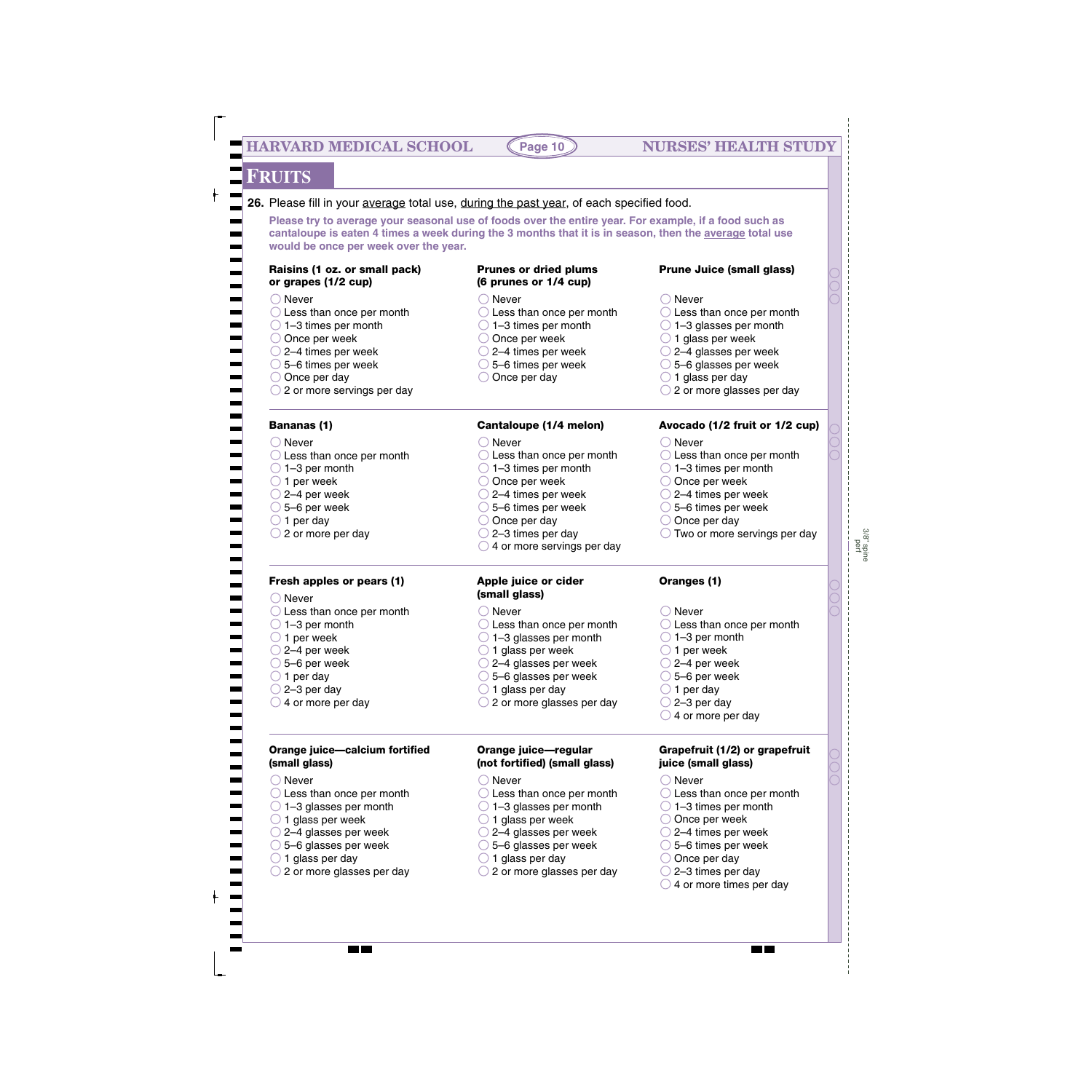# FRUITS

**26.** Please fill in your average total use, during the past year, of each specified food.

**Please try to average your seasonal use of foods over the entire year. For example, if a food such as cantaloupe is eaten 4 times a week during the 3 months that it is in season, then the average total use would be once per week over the year.**

**Raisins (1 oz. or small pack) or grapes (1/2 cup)**

- ◯ Never
- ◯ Less than once per month
- ◯ 1–3 times per month
- ◯ Once per week
- ◯ 2–4 times per week
- ◯ 5–6 times per week
- ◯ Once per day
- ◯ 2 or more servings per day

**Prunes or dried plums (6 prunes or 1/4 cup)**

- ◯ Never
- ◯ Less than once per month
- ◯ 1–3 times per month
- ◯ Once per week
- ◯ 2–4 times per week
- ◯ 5–6 times per week
- ◯ Once per day

**Prune Juice (small glass)**

- ◯ Never
- ◯ Less than once per month
- ◯ 1–3 glasses per month
- ◯ 1 glass per week
- ◯ 2–4 glasses per week
- ◯ 5–6 glasses per week
- ◯ 1 glass per day
- ◯ 2 or more glasses per day

**Bananas (1)**

- ◯ Never
- ◯ Less than once per month
- ◯ 1–3 per month
- ◯ 1 per week
- ◯ 2–4 per week
- ◯ 5–6 per week
- ◯ 1 per day
- ◯ 2 or more per day

**Cantaloupe (1/4 melon)**

- ◯ Never
- ◯ Less than once per month
- ◯ 1–3 times per month
- ◯ Once per week
- ◯ 2–4 times per week
- ◯ 5–6 times per week
- ◯ Once per day
- ◯ 2–3 times per day
- ◯ 4 or more servings per day

**Avocado (1/2 fruit or 1/2 cup)**

- ◯ Never
- ◯ Less than once per month
- ◯ 1–3 times per month
- ◯ Once per week
- ◯ 2–4 times per week
- ◯ 5–6 times per week
- ◯ Once per day
- ◯ Two or more servings per day

**Fresh apples or pears (1)**

- ◯ Never
- ◯ Less than once per month
- ◯ 1–3 per month
- ◯ 1 per week
- ◯ 2–4 per week
- ◯ 5–6 per week
- ◯ 1 per day
- ◯ 2–3 per day
- ◯ 4 or more per day

**Apple juice or cider (small glass)**

- ◯ Never
- ◯ Less than once per month
- ◯ 1–3 glasses per month
- ◯ 1 glass per week
- ◯ 2–4 glasses per week
- ◯ 5–6 glasses per week
- ◯ 1 glass per day
- ◯ 2 or more glasses per day

**Oranges (1)**

- ◯ Never
- ◯ Less than once per month
- ◯ 1–3 per month
- ◯ 1 per week
- ◯ 2–4 per week
- ◯ 5–6 per week
- ◯ 1 per day
- ◯ 2–3 per day
- ◯ 4 or more per day

**Orange juice—calcium fortified (small glass)**

- ◯ Never
- ◯ Less than once per month
- ◯ 1–3 glasses per month
- ◯ 1 glass per week
- ◯ 2–4 glasses per week
- ◯ 5–6 glasses per week
- ◯ 1 glass per day
- ◯ 2 or more glasses per day

**Orange juice—regular (not fortified) (small glass)**

- ◯ Never
- ◯ Less than once per month
- ◯ 1–3 glasses per month
- ◯ 1 glass per week
- ◯ 2–4 glasses per week
- ◯ 5–6 glasses per week
- ◯ 1 glass per day
- ◯ 2 or more glasses per day

**Grapefruit (1/2) or grapefruit juice (small glass)**

- ◯ Never
- ◯ Less than once per month
- ◯ 1–3 times per month
- ◯ Once per week
- ◯ 2–4 times per week
- ◯ 5–6 times per week
- ◯ Once per day
- ◯ 2–3 times per day
- ◯ 4 or more times per day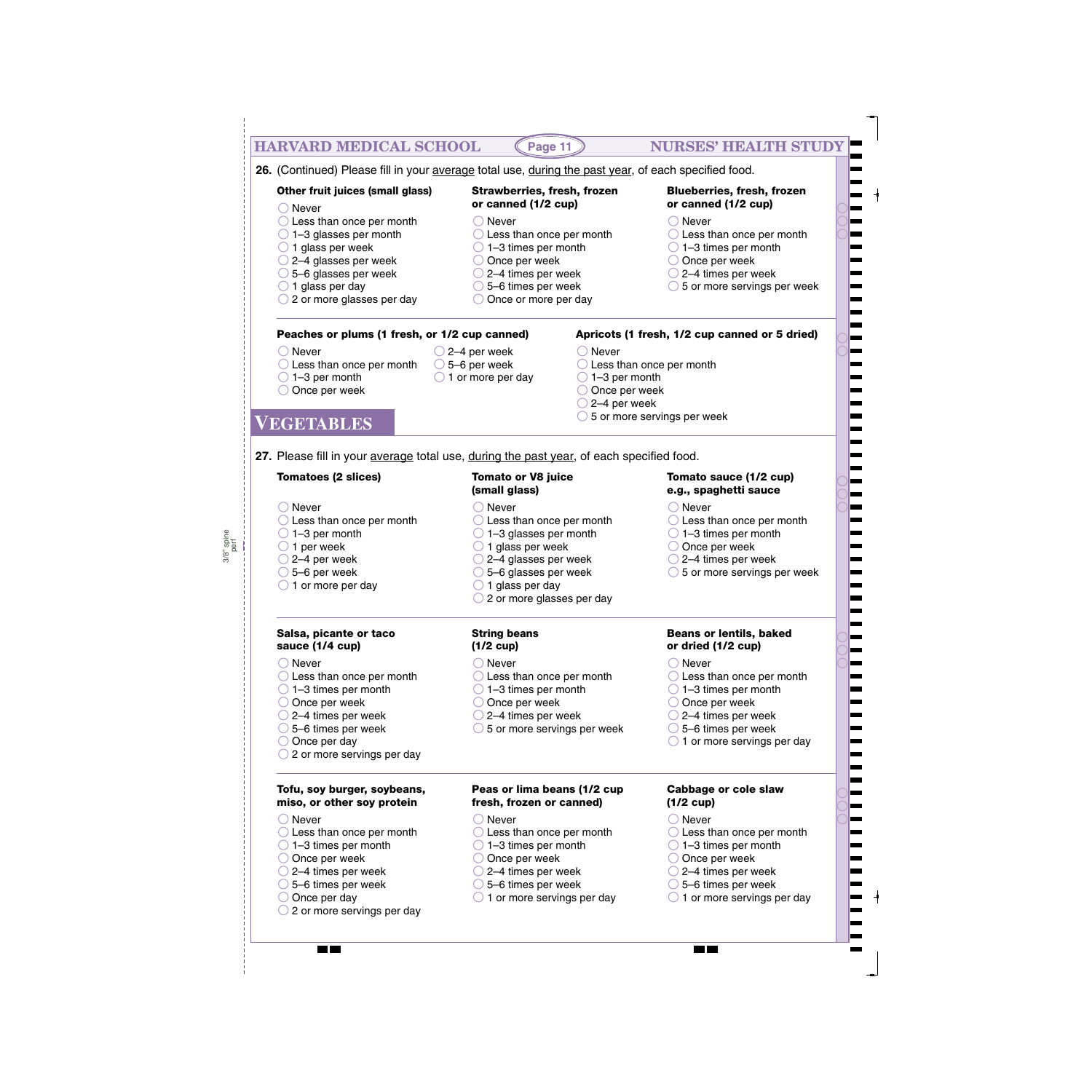**26.** (Continued) Please fill in your average total use, during the past year, of each specified food.

**Other fruit juices (small glass)**
- Never
- Less than once per month
- 1–3 glasses per month
- 1 glass per week
- 2–4 glasses per week
- 5–6 glasses per week
- 1 glass per day
- 2 or more glasses per day

**Strawberries, fresh, frozen or canned (1/2 cup)**
- Never
- Less than once per month
- 1–3 times per month
- Once per week
- 2–4 times per week
- 5–6 times per week
- Once or more per day

**Blueberries, fresh, frozen or canned (1/2 cup)**
- Never
- Less than once per month
- 1–3 times per month
- Once per week
- 2–4 times per week
- 5 or more servings per week

**Peaches or plums (1 fresh, or 1/2 cup canned)**
- Never
- Less than once per month
- 1–3 per month
- Once per week
- 2–4 per week
- 5–6 per week
- 1 or more per day

**Apricots (1 fresh, 1/2 cup canned or 5 dried)**
- Never
- Less than once per month
- 1–3 per month
- Once per week
- 2–4 per week
- 5 or more servings per week

## VEGETABLES

**27.** Please fill in your average total use, during the past year, of each specified food.

**Tomatoes (2 slices)**
- Never
- Less than once per month
- 1–3 per month
- 1 per week
- 2–4 per week
- 5–6 per week
- 1 or more per day

**Tomato or V8 juice (small glass)**
- Never
- Less than once per month
- 1–3 glasses per month
- 1 glass per week
- 2–4 glasses per week
- 5–6 glasses per week
- 1 glass per day
- 2 or more glasses per day

**Tomato sauce (1/2 cup) e.g., spaghetti sauce**
- Never
- Less than once per month
- 1–3 times per month
- Once per week
- 2–4 times per week
- 5 or more servings per week

**Salsa, picante or taco sauce (1/4 cup)**
- Never
- Less than once per month
- 1–3 times per month
- Once per week
- 2–4 times per week
- 5–6 times per week
- Once per day
- 2 or more servings per day

**String beans (1/2 cup)**
- Never
- Less than once per month
- 1–3 times per month
- Once per week
- 2–4 times per week
- 5 or more servings per week

**Beans or lentils, baked or dried (1/2 cup)**
- Never
- Less than once per month
- 1–3 times per month
- Once per week
- 2–4 times per week
- 5–6 times per week
- 1 or more servings per day

**Tofu, soy burger, soybeans, miso, or other soy protein**
- Never
- Less than once per month
- 1–3 times per month
- Once per week
- 2–4 times per week
- 5–6 times per week
- Once per day
- 2 or more servings per day

**Peas or lima beans (1/2 cup fresh, frozen or canned)**
- Never
- Less than once per month
- 1–3 times per month
- Once per week
- 2–4 times per week
- 5–6 times per week
- 1 or more servings per day

**Cabbage or cole slaw (1/2 cup)**
- Never
- Less than once per month
- 1–3 times per month
- Once per week
- 2–4 times per week
- 5–6 times per week
- 1 or more servings per day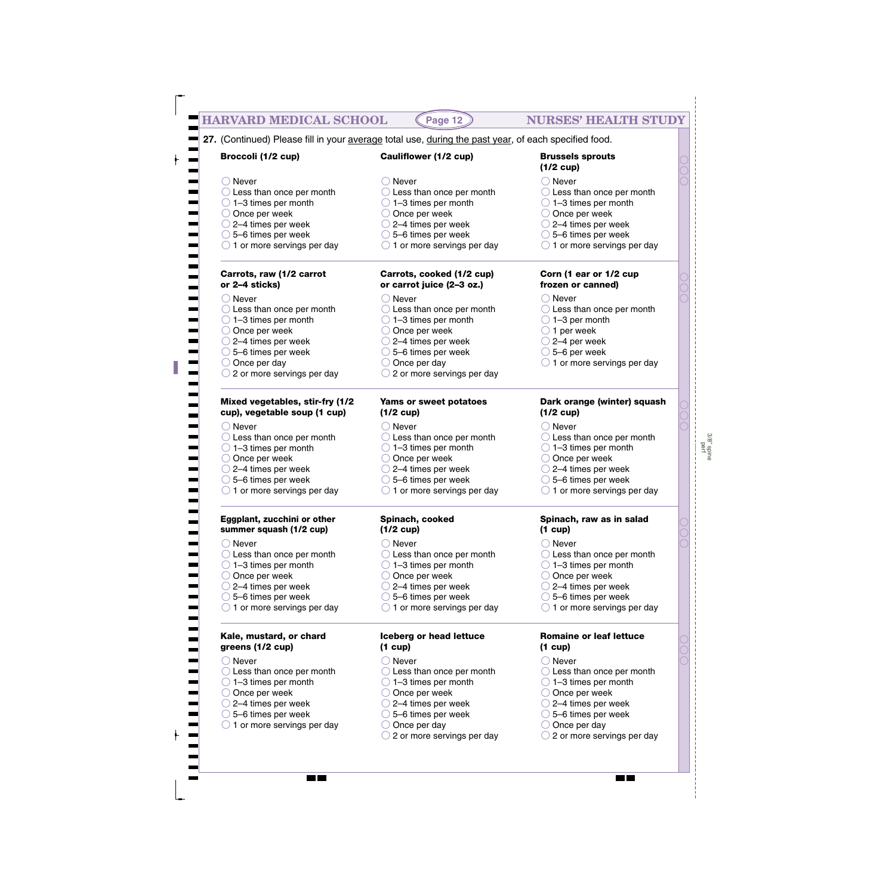**27.** (Continued) Please fill in your average total use, during the past year, of each specified food.

**Broccoli (1/2 cup)**

- ◯ Never
- ◯ Less than once per month
- ◯ 1–3 times per month
- ◯ Once per week
- ◯ 2–4 times per week
- ◯ 5–6 times per week
- ◯ 1 or more servings per day

**Cauliflower (1/2 cup)**

- ◯ Never
- ◯ Less than once per month
- ◯ 1–3 times per month
- ◯ Once per week
- ◯ 2–4 times per week
- ◯ 5–6 times per week
- ◯ 1 or more servings per day

**Brussels sprouts (1/2 cup)**

- ◯ Never
- ◯ Less than once per month
- ◯ 1–3 times per month
- ◯ Once per week
- ◯ 2–4 times per week
- ◯ 5–6 times per week
- ◯ 1 or more servings per day

**Carrots, raw (1/2 carrot or 2–4 sticks)**

- ◯ Never
- ◯ Less than once per month
- ◯ 1–3 times per month
- ◯ Once per week
- ◯ 2–4 times per week
- ◯ 5–6 times per week
- ◯ Once per day
- ◯ 2 or more servings per day

**Carrots, cooked (1/2 cup) or carrot juice (2–3 oz.)**

- ◯ Never
- ◯ Less than once per month
- ◯ 1–3 times per month
- ◯ Once per week
- ◯ 2–4 times per week
- ◯ 5–6 times per week
- ◯ Once per day
- ◯ 2 or more servings per day

**Corn (1 ear or 1/2 cup frozen or canned)**

- ◯ Never
- ◯ Less than once per month
- ◯ 1–3 per month
- ◯ 1 per week
- ◯ 2–4 per week
- ◯ 5–6 per week
- ◯ 1 or more servings per day

**Mixed vegetables, stir-fry (1/2 cup), vegetable soup (1 cup)**

- ◯ Never
- ◯ Less than once per month
- ◯ 1–3 times per month
- ◯ Once per week
- ◯ 2–4 times per week
- ◯ 5–6 times per week
- ◯ 1 or more servings per day

**Yams or sweet potatoes (1/2 cup)**

- ◯ Never
- ◯ Less than once per month
- ◯ 1–3 times per month
- ◯ Once per week
- ◯ 2–4 times per week
- ◯ 5–6 times per week
- ◯ 1 or more servings per day

**Dark orange (winter) squash (1/2 cup)**

- ◯ Never
- ◯ Less than once per month
- ◯ 1–3 times per month
- ◯ Once per week
- ◯ 2–4 times per week
- ◯ 5–6 times per week
- ◯ 1 or more servings per day

**Eggplant, zucchini or other summer squash (1/2 cup)**

- ◯ Never
- ◯ Less than once per month
- ◯ 1–3 times per month
- ◯ Once per week
- ◯ 2–4 times per week
- ◯ 5–6 times per week
- ◯ 1 or more servings per day

**Spinach, cooked (1/2 cup)**

- ◯ Never
- ◯ Less than once per month
- ◯ 1–3 times per month
- ◯ Once per week
- ◯ 2–4 times per week
- ◯ 5–6 times per week
- ◯ 1 or more servings per day

**Spinach, raw as in salad (1 cup)**

- ◯ Never
- ◯ Less than once per month
- ◯ 1–3 times per month
- ◯ Once per week
- ◯ 2–4 times per week
- ◯ 5–6 times per week
- ◯ 1 or more servings per day

**Kale, mustard, or chard greens (1/2 cup)**

- ◯ Never
- ◯ Less than once per month
- ◯ 1–3 times per month
- ◯ Once per week
- ◯ 2–4 times per week
- ◯ 5–6 times per week
- ◯ 1 or more servings per day

**Iceberg or head lettuce (1 cup)**

- ◯ Never
- ◯ Less than once per month
- ◯ 1–3 times per month
- ◯ Once per week
- ◯ 2–4 times per week
- ◯ 5–6 times per week
- ◯ Once per day
- ◯ 2 or more servings per day

**Romaine or leaf lettuce (1 cup)**

- ◯ Never
- ◯ Less than once per month
- ◯ 1–3 times per month
- ◯ Once per week
- ◯ 2–4 times per week
- ◯ 5–6 times per week
- ◯ Once per day
- ◯ 2 or more servings per day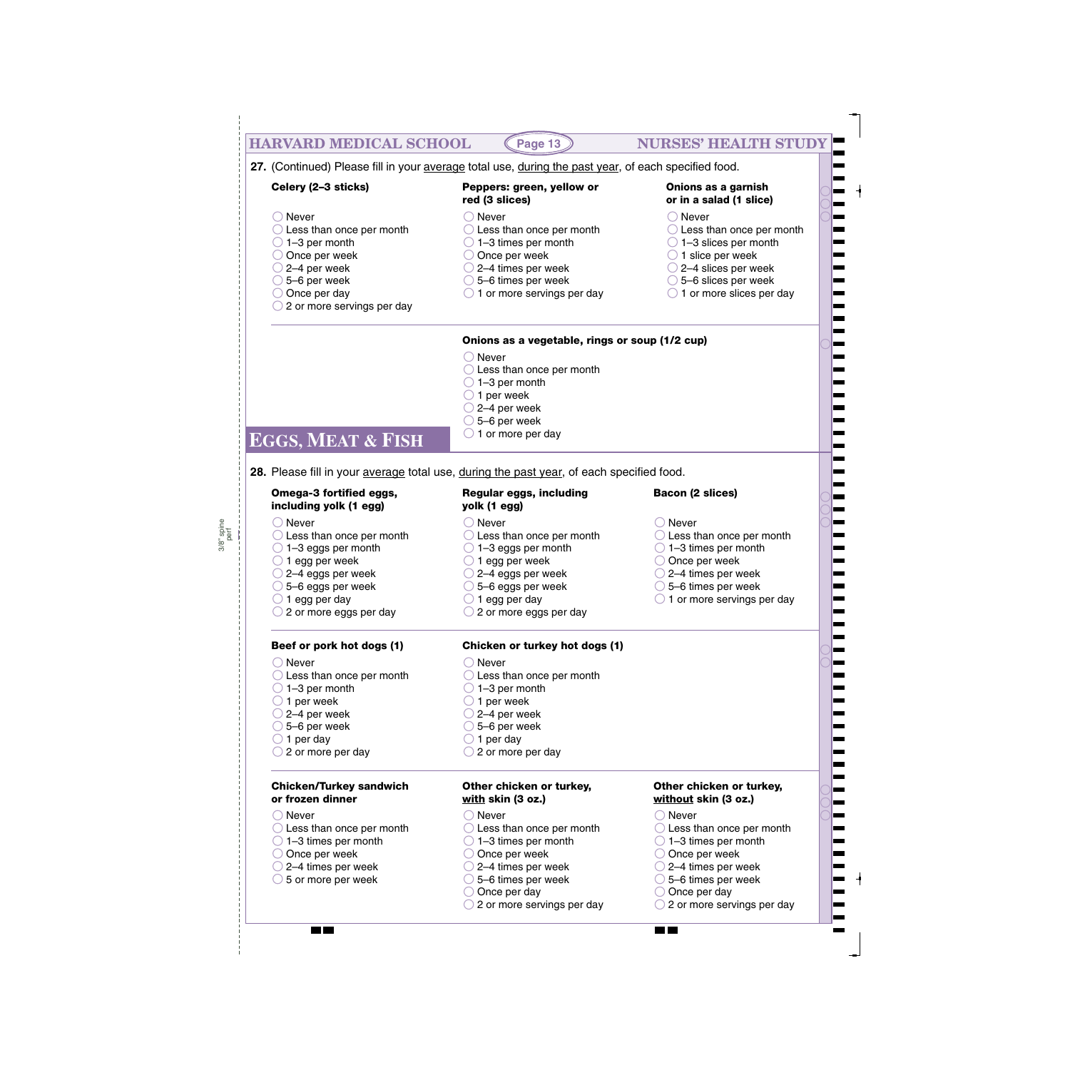**27.** (Continued) Please fill in your average total use, during the past year, of each specified food.

**Celery (2–3 sticks)**

- ◯ Never
- ◯ Less than once per month
- ◯ 1–3 per month
- ◯ Once per week
- ◯ 2–4 per week
- ◯ 5–6 per week
- ◯ Once per day
- ◯ 2 or more servings per day

**Peppers: green, yellow or red (3 slices)**

- ◯ Never
- ◯ Less than once per month
- ◯ 1–3 times per month
- ◯ Once per week
- ◯ 2–4 times per week
- ◯ 5–6 times per week
- ◯ 1 or more servings per day

**Onions as a garnish or in a salad (1 slice)**

- ◯ Never
- ◯ Less than once per month
- ◯ 1–3 slices per month
- ◯ 1 slice per week
- ◯ 2–4 slices per week
- ◯ 5–6 slices per week
- ◯ 1 or more slices per day

**Onions as a vegetable, rings or soup (1/2 cup)**

- ◯ Never
- ◯ Less than once per month
- ◯ 1–3 per month
- ◯ 1 per week
- ◯ 2–4 per week
- ◯ 5–6 per week
- ◯ 1 or more per day

## EGGS, MEAT & FISH

**28.** Please fill in your average total use, during the past year, of each specified food.

**Omega-3 fortified eggs, including yolk (1 egg)**

- ◯ Never
- ◯ Less than once per month
- ◯ 1–3 eggs per month
- ◯ 1 egg per week
- ◯ 2–4 eggs per week
- ◯ 5–6 eggs per week
- ◯ 1 egg per day
- ◯ 2 or more eggs per day

**Regular eggs, including yolk (1 egg)**

- ◯ Never
- ◯ Less than once per month
- ◯ 1–3 eggs per month
- ◯ 1 egg per week
- ◯ 2–4 eggs per week
- ◯ 5–6 eggs per week
- ◯ 1 egg per day
- ◯ 2 or more eggs per day

**Bacon (2 slices)**

- ◯ Never
- ◯ Less than once per month
- ◯ 1–3 times per month
- ◯ Once per week
- ◯ 2–4 times per week
- ◯ 5–6 times per week
- ◯ 1 or more servings per day

**Beef or pork hot dogs (1)**

- ◯ Never
- ◯ Less than once per month
- ◯ 1–3 per month
- ◯ 1 per week
- ◯ 2–4 per week
- ◯ 5–6 per week
- ◯ 1 per day
- ◯ 2 or more per day

**Chicken or turkey hot dogs (1)**

- ◯ Never
- ◯ Less than once per month
- ◯ 1–3 per month
- ◯ 1 per week
- ◯ 2–4 per week
- ◯ 5–6 per week
- ◯ 1 per day
- ◯ 2 or more per day

**Chicken/Turkey sandwich or frozen dinner**

- ◯ Never
- ◯ Less than once per month
- ◯ 1–3 times per month
- ◯ Once per week
- ◯ 2–4 times per week
- ◯ 5 or more per week

**Other chicken or turkey, with skin (3 oz.)**

- ◯ Never
- ◯ Less than once per month
- ◯ 1–3 times per month
- ◯ Once per week
- ◯ 2–4 times per week
- ◯ 5–6 times per week
- ◯ Once per day
- ◯ 2 or more servings per day

**Other chicken or turkey, without skin (3 oz.)**

- ◯ Never
- ◯ Less than once per month
- ◯ 1–3 times per month
- ◯ Once per week
- ◯ 2–4 times per week
- ◯ 5–6 times per week
- ◯ Once per day
- ◯ 2 or more servings per day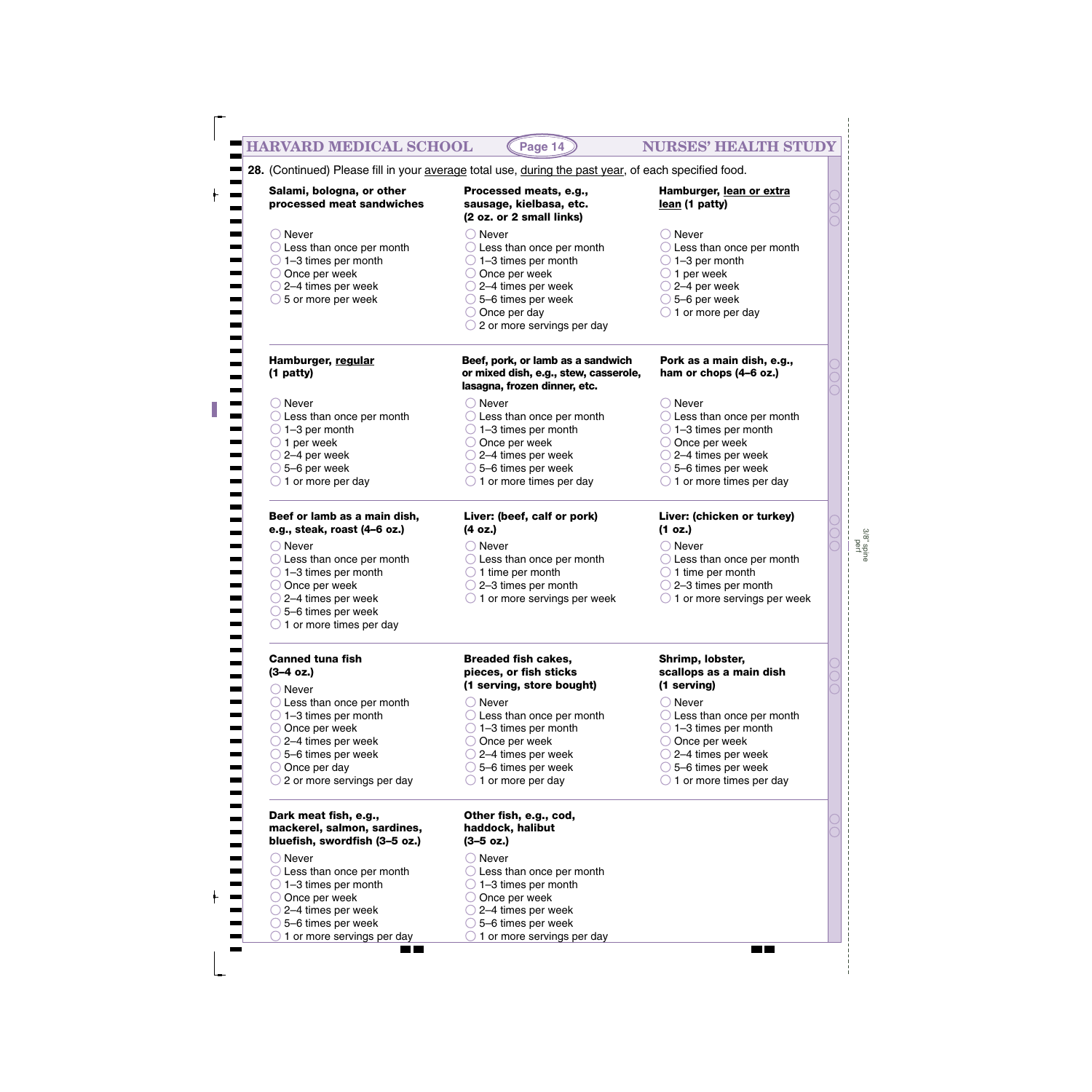**28.** (Continued) Please fill in your <u>average</u> total use, <u>during the past year</u>, of each specified food.

**Salami, bologna, or other processed meat sandwiches**

- ◯ Never
- ◯ Less than once per month
- ◯ 1–3 times per month
- ◯ Once per week
- ◯ 2–4 times per week
- ◯ 5 or more per week

**Processed meats, e.g., sausage, kielbasa, etc. (2 oz. or 2 small links)**

- ◯ Never
- ◯ Less than once per month
- ◯ 1–3 times per month
- ◯ Once per week
- ◯ 2–4 times per week
- ◯ 5–6 times per week
- ◯ Once per day
- ◯ 2 or more servings per day

**Hamburger, <u>lean or extra lean</u> (1 patty)**

- ◯ Never
- ◯ Less than once per month
- ◯ 1–3 per month
- ◯ 1 per week
- ◯ 2–4 per week
- ◯ 5–6 per week
- ◯ 1 or more per day

**Hamburger, <u>regular</u> (1 patty)**

- ◯ Never
- ◯ Less than once per month
- ◯ 1–3 per month
- ◯ 1 per week
- ◯ 2–4 per week
- ◯ 5–6 per week
- ◯ 1 or more per day

**Beef, pork, or lamb as a sandwich or mixed dish, e.g., stew, casserole, lasagna, frozen dinner, etc.**

- ◯ Never
- ◯ Less than once per month
- ◯ 1–3 times per month
- ◯ Once per week
- ◯ 2–4 times per week
- ◯ 5–6 times per week
- ◯ 1 or more times per day

**Pork as a main dish, e.g., ham or chops (4–6 oz.)**

- ◯ Never
- ◯ Less than once per month
- ◯ 1–3 times per month
- ◯ Once per week
- ◯ 2–4 times per week
- ◯ 5–6 times per week
- ◯ 1 or more times per day

**Beef or lamb as a main dish, e.g., steak, roast (4–6 oz.)**

- ◯ Never
- ◯ Less than once per month
- ◯ 1–3 times per month
- ◯ Once per week
- ◯ 2–4 times per week
- ◯ 5–6 times per week
- ◯ 1 or more times per day

**Liver: (beef, calf or pork) (4 oz.)**

- ◯ Never
- ◯ Less than once per month
- ◯ 1 time per month
- ◯ 2–3 times per month
- ◯ 1 or more servings per week

**Liver: (chicken or turkey) (1 oz.)**

- ◯ Never
- ◯ Less than once per month
- ◯ 1 time per month
- ◯ 2–3 times per month
- ◯ 1 or more servings per week

**Canned tuna fish (3–4 oz.)**

- ◯ Never
- ◯ Less than once per month
- ◯ 1–3 times per month
- ◯ Once per week
- ◯ 2–4 times per week
- ◯ 5–6 times per week
- ◯ Once per day
- ◯ 2 or more servings per day

**Breaded fish cakes, pieces, or fish sticks (1 serving, store bought)**

- ◯ Never
- ◯ Less than once per month
- ◯ 1–3 times per month
- ◯ Once per week
- ◯ 2–4 times per week
- ◯ 5–6 times per week
- ◯ 1 or more per day

**Shrimp, lobster, scallops as a main dish (1 serving)**

- ◯ Never
- ◯ Less than once per month
- ◯ 1–3 times per month
- ◯ Once per week
- ◯ 2–4 times per week
- ◯ 5–6 times per week
- ◯ 1 or more times per day

**Dark meat fish, e.g., mackerel, salmon, sardines, bluefish, swordfish (3–5 oz.)**

- ◯ Never
- ◯ Less than once per month
- ◯ 1–3 times per month
- ◯ Once per week
- ◯ 2–4 times per week
- ◯ 5–6 times per week
- ◯ 1 or more servings per day

**Other fish, e.g., cod, haddock, halibut (3–5 oz.)**

- ◯ Never
- ◯ Less than once per month
- ◯ 1–3 times per month
- ◯ Once per week
- ◯ 2–4 times per week
- ◯ 5–6 times per week
- ◯ 1 or more servings per day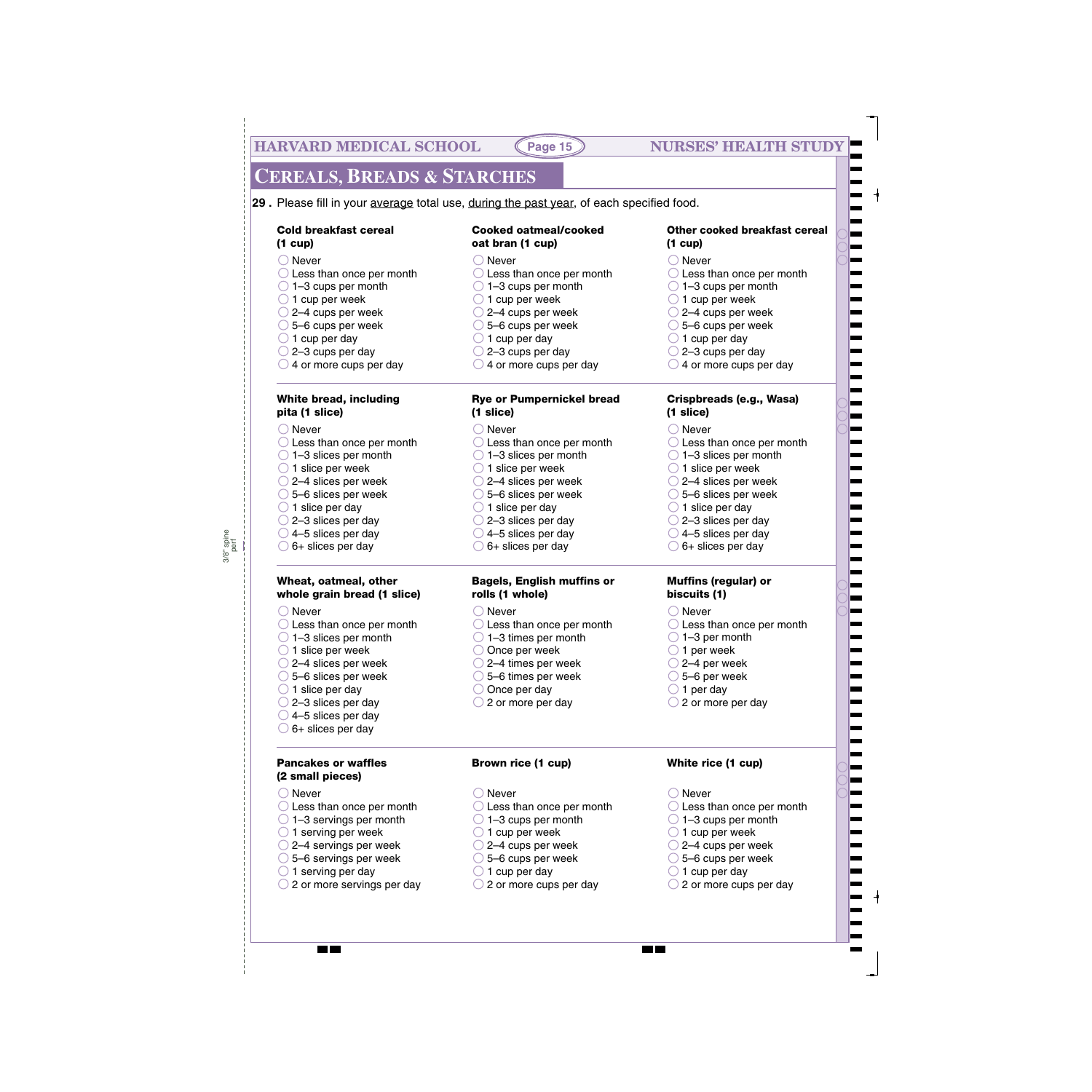## CEREALS, BREADS & STARCHES

**29 .** Please fill in your average total use, during the past year, of each specified food.

**Cold breakfast cereal (1 cup)**

- ◯ Never
- ◯ Less than once per month
- ◯ 1–3 cups per month
- ◯ 1 cup per week
- ◯ 2–4 cups per week
- ◯ 5–6 cups per week
- ◯ 1 cup per day
- ◯ 2–3 cups per day
- ◯ 4 or more cups per day

**Cooked oatmeal/cooked oat bran (1 cup)**

- ◯ Never
- ◯ Less than once per month
- ◯ 1–3 cups per month
- ◯ 1 cup per week
- ◯ 2–4 cups per week
- ◯ 5–6 cups per week
- ◯ 1 cup per day
- ◯ 2–3 cups per day
- ◯ 4 or more cups per day

**Other cooked breakfast cereal (1 cup)**

- ◯ Never
- ◯ Less than once per month
- ◯ 1–3 cups per month
- ◯ 1 cup per week
- ◯ 2–4 cups per week
- ◯ 5–6 cups per week
- ◯ 1 cup per day
- ◯ 2–3 cups per day
- ◯ 4 or more cups per day

**White bread, including pita (1 slice)**

- ◯ Never
- ◯ Less than once per month
- ◯ 1–3 slices per month
- ◯ 1 slice per week
- ◯ 2–4 slices per week
- ◯ 5–6 slices per week
- ◯ 1 slice per day
- ◯ 2–3 slices per day
- ◯ 4–5 slices per day
- ◯ 6+ slices per day

**Rye or Pumpernickel bread (1 slice)**

- ◯ Never
- ◯ Less than once per month
- ◯ 1–3 slices per month
- ◯ 1 slice per week
- ◯ 2–4 slices per week
- ◯ 5–6 slices per week
- ◯ 1 slice per day
- ◯ 2–3 slices per day
- ◯ 4–5 slices per day
- ◯ 6+ slices per day

**Crispbreads (e.g., Wasa) (1 slice)**

- ◯ Never
- ◯ Less than once per month
- ◯ 1–3 slices per month
- ◯ 1 slice per week
- ◯ 2–4 slices per week
- ◯ 5–6 slices per week
- ◯ 1 slice per day
- ◯ 2–3 slices per day
- ◯ 4–5 slices per day
- ◯ 6+ slices per day

**Wheat, oatmeal, other whole grain bread (1 slice)**

- ◯ Never
- ◯ Less than once per month
- ◯ 1–3 slices per month
- ◯ 1 slice per week
- ◯ 2–4 slices per week
- ◯ 5–6 slices per week
- ◯ 1 slice per day
- ◯ 2–3 slices per day
- ◯ 4–5 slices per day
- ◯ 6+ slices per day

**Bagels, English muffins or rolls (1 whole)**

- ◯ Never
- ◯ Less than once per month
- ◯ 1–3 times per month
- ◯ Once per week
- ◯ 2–4 times per week
- ◯ 5–6 times per week
- ◯ Once per day
- ◯ 2 or more per day

**Muffins (regular) or biscuits (1)**

- ◯ Never
- ◯ Less than once per month
- ◯ 1–3 per month
- ◯ 1 per week
- ◯ 2–4 per week
- ◯ 5–6 per week
- ◯ 1 per day
- ◯ 2 or more per day

**Pancakes or waffles (2 small pieces)**

- ◯ Never
- ◯ Less than once per month
- ◯ 1–3 servings per month
- ◯ 1 serving per week
- ◯ 2–4 servings per week
- ◯ 5–6 servings per week
- ◯ 1 serving per day
- ◯ 2 or more servings per day

**Brown rice (1 cup)**

- ◯ Never
- ◯ Less than once per month
- ◯ 1–3 cups per month
- ◯ 1 cup per week
- ◯ 2–4 cups per week
- ◯ 5–6 cups per week
- ◯ 1 cup per day
- ◯ 2 or more cups per day

**White rice (1 cup)**

- ◯ Never
- ◯ Less than once per month
- ◯ 1–3 cups per month
- ◯ 1 cup per week
- ◯ 2–4 cups per week
- ◯ 5–6 cups per week
- ◯ 1 cup per day
- ◯ 2 or more cups per day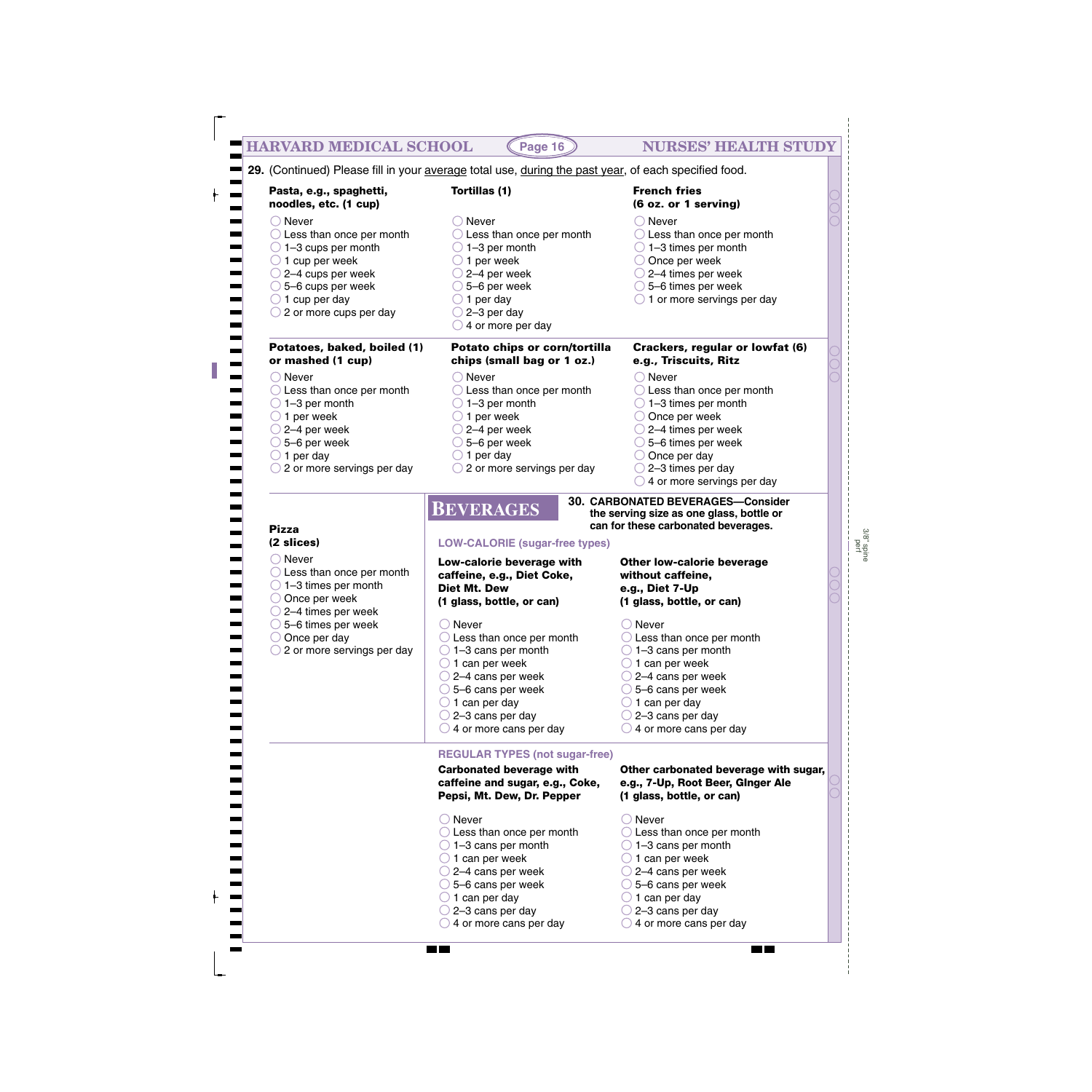**29.** (Continued) Please fill in your average total use, during the past year, of each specified food.

**Pasta, e.g., spaghetti, noodles, etc. (1 cup)**

- Never
- Less than once per month
- 1–3 cups per month
- 1 cup per week
- 2–4 cups per week
- 5–6 cups per week
- 1 cup per day
- 2 or more cups per day

**Tortillas (1)**

- Never
- Less than once per month
- 1–3 per month
- 1 per week
- 2–4 per week
- 5–6 per week
- 1 per day
- 2–3 per day
- 4 or more per day

**French fries (6 oz. or 1 serving)**

- Never
- Less than once per month
- 1–3 times per month
- Once per week
- 2–4 times per week
- 5–6 times per week
- 1 or more servings per day

**Potatoes, baked, boiled (1) or mashed (1 cup)**

- Never
- Less than once per month
- 1–3 per month
- 1 per week
- 2–4 per week
- 5–6 per week
- 1 per day
- 2 or more servings per day

**Potato chips or corn/tortilla chips (small bag or 1 oz.)**

- Never
- Less than once per month
- 1–3 per month
- 1 per week
- 2–4 per week
- 5–6 per week
- 1 per day
- 2 or more servings per day

**Crackers, regular or lowfat (6) e.g., Triscuits, Ritz**

- Never
- Less than once per month
- 1–3 times per month
- Once per week
- 2–4 times per week
- 5–6 times per week
- Once per day
- 2–3 times per day
- 4 or more servings per day

**Pizza (2 slices)**

- Never
- Less than once per month
- 1–3 times per month
- Once per week
- 2–4 times per week
- 5–6 times per week
- Once per day
- 2 or more servings per day

## BEVERAGES

**30. CARBONATED BEVERAGES—Consider the serving size as one glass, bottle or can for these carbonated beverages.**

### LOW-CALORIE (sugar-free types)

**Low-calorie beverage with caffeine, e.g., Diet Coke, Diet Mt. Dew (1 glass, bottle, or can)**

- Never
- Less than once per month
- 1–3 cans per month
- 1 can per week
- 2–4 cans per week
- 5–6 cans per week
- 1 can per day
- 2–3 cans per day
- 4 or more cans per day

**Other low-calorie beverage without caffeine, e.g., Diet 7-Up (1 glass, bottle, or can)**

- Never
- Less than once per month
- 1–3 cans per month
- 1 can per week
- 2–4 cans per week
- 5–6 cans per week
- 1 can per day
- 2–3 cans per day
- 4 or more cans per day

### REGULAR TYPES (not sugar-free)

**Carbonated beverage with caffeine and sugar, e.g., Coke, Pepsi, Mt. Dew, Dr. Pepper**

- Never
- Less than once per month
- 1–3 cans per month
- 1 can per week
- 2–4 cans per week
- 5–6 cans per week
- 1 can per day
- 2–3 cans per day
- 4 or more cans per day

**Other carbonated beverage with sugar, e.g., 7-Up, Root Beer, Ginger Ale (1 glass, bottle, or can)**

- Never
- Less than once per month
- 1–3 cans per month
- 1 can per week
- 2–4 cans per week
- 5–6 cans per week
- 1 can per day
- 2–3 cans per day
- 4 or more cans per day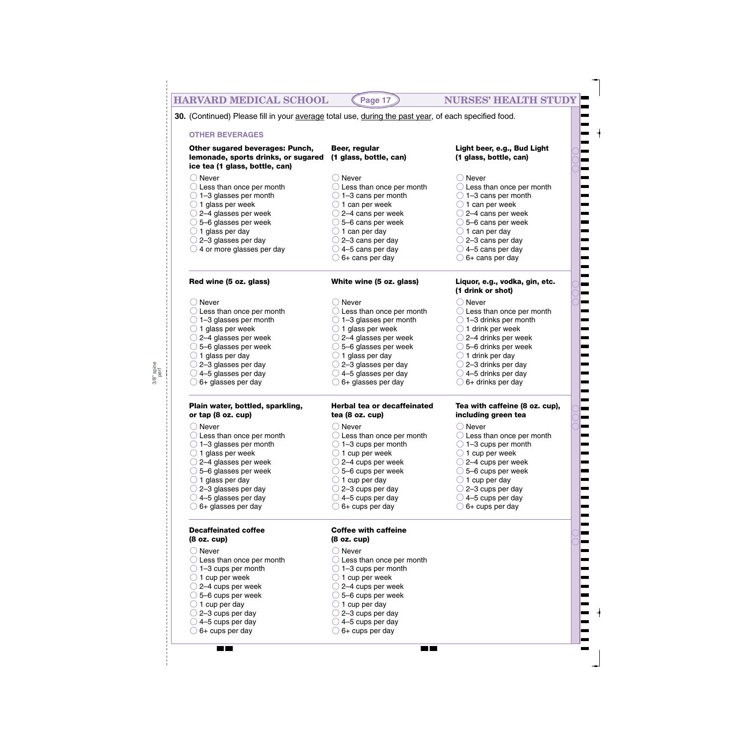**30.** (Continued) Please fill in your average total use, during the past year, of each specified food.

### OTHER BEVERAGES

**Other sugared beverages: Punch, lemonade, sports drinks, or sugared ice tea (1 glass, bottle, can)**

- ◯ Never
- ◯ Less than once per month
- ◯ 1–3 glasses per month
- ◯ 1 glass per week
- ◯ 2–4 glasses per week
- ◯ 5–6 glasses per week
- ◯ 1 glass per day
- ◯ 2–3 glasses per day
- ◯ 4 or more glasses per day

**Beer, regular (1 glass, bottle, can)**

- ◯ Never
- ◯ Less than once per month
- ◯ 1–3 cans per month
- ◯ 1 can per week
- ◯ 2–4 cans per week
- ◯ 5–6 cans per week
- ◯ 1 can per day
- ◯ 2–3 cans per day
- ◯ 4–5 cans per day
- ◯ 6+ cans per day

**Light beer, e.g., Bud Light (1 glass, bottle, can)**

- ◯ Never
- ◯ Less than once per month
- ◯ 1–3 cans per month
- ◯ 1 can per week
- ◯ 2–4 cans per week
- ◯ 5–6 cans per week
- ◯ 1 can per day
- ◯ 2–3 cans per day
- ◯ 4–5 cans per day
- ◯ 6+ cans per day

**Red wine (5 oz. glass)**

- ◯ Never
- ◯ Less than once per month
- ◯ 1–3 glasses per month
- ◯ 1 glass per week
- ◯ 2–4 glasses per week
- ◯ 5–6 glasses per week
- ◯ 1 glass per day
- ◯ 2–3 glasses per day
- ◯ 4–5 glasses per day
- ◯ 6+ glasses per day

**White wine (5 oz. glass)**

- ◯ Never
- ◯ Less than once per month
- ◯ 1–3 glasses per month
- ◯ 1 glass per week
- ◯ 2–4 glasses per week
- ◯ 5–6 glasses per week
- ◯ 1 glass per day
- ◯ 2–3 glasses per day
- ◯ 4–5 glasses per day
- ◯ 6+ glasses per day

**Liquor, e.g., vodka, gin, etc. (1 drink or shot)**

- ◯ Never
- ◯ Less than once per month
- ◯ 1–3 drinks per month
- ◯ 1 drink per week
- ◯ 2–4 drinks per week
- ◯ 5–6 drinks per week
- ◯ 1 drink per day
- ◯ 2–3 drinks per day
- ◯ 4–5 drinks per day
- ◯ 6+ drinks per day

**Plain water, bottled, sparkling, or tap (8 oz. cup)**

- ◯ Never
- ◯ Less than once per month
- ◯ 1–3 glasses per month
- ◯ 1 glass per week
- ◯ 2–4 glasses per week
- ◯ 5–6 glasses per week
- ◯ 1 glass per day
- ◯ 2–3 glasses per day
- ◯ 4–5 glasses per day
- ◯ 6+ glasses per day

**Herbal tea or decaffeinated tea (8 oz. cup)**

- ◯ Never
- ◯ Less than once per month
- ◯ 1–3 cups per month
- ◯ 1 cup per week
- ◯ 2–4 cups per week
- ◯ 5–6 cups per week
- ◯ 1 cup per day
- ◯ 2–3 cups per day
- ◯ 4–5 cups per day
- ◯ 6+ cups per day

**Tea with caffeine (8 oz. cup), including green tea**

- ◯ Never
- ◯ Less than once per month
- ◯ 1–3 cups per month
- ◯ 1 cup per week
- ◯ 2–4 cups per week
- ◯ 5–6 cups per week
- ◯ 1 cup per day
- ◯ 2–3 cups per day
- ◯ 4–5 cups per day
- ◯ 6+ cups per day

**Decaffeinated coffee (8 oz. cup)**

- ◯ Never
- ◯ Less than once per month
- ◯ 1–3 cups per month
- ◯ 1 cup per week
- ◯ 2–4 cups per week
- ◯ 5–6 cups per week
- ◯ 1 cup per day
- ◯ 2–3 cups per day
- ◯ 4–5 cups per day
- ◯ 6+ cups per day

**Coffee with caffeine (8 oz. cup)**

- ◯ Never
- ◯ Less than once per month
- ◯ 1–3 cups per month
- ◯ 1 cup per week
- ◯ 2–4 cups per week
- ◯ 5–6 cups per week
- ◯ 1 cup per day
- ◯ 2–3 cups per day
- ◯ 4–5 cups per day
- ◯ 6+ cups per day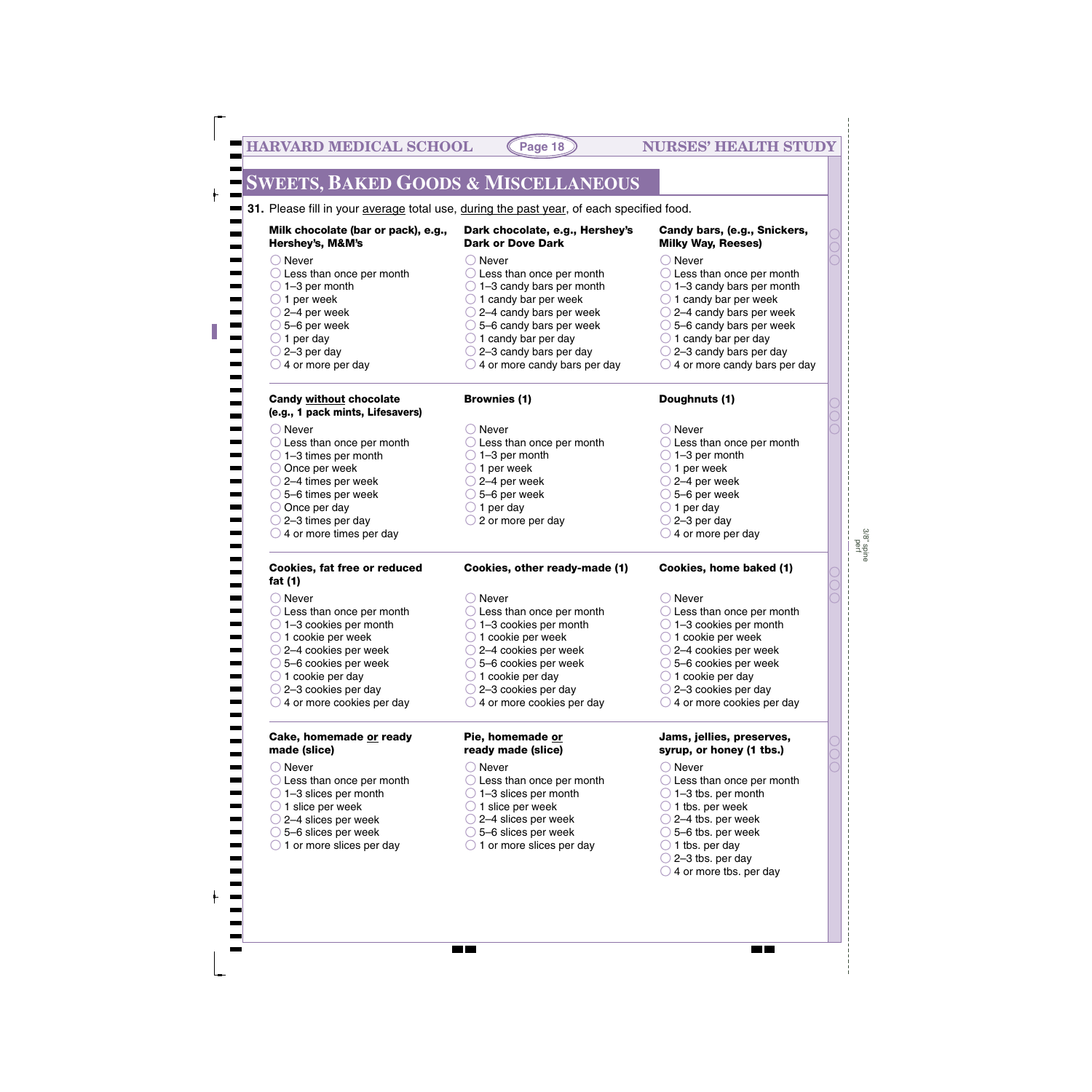# SWEETS, BAKED GOODS & MISCELLANEOUS

**31.** Please fill in your average total use, during the past year, of each specified food.

**Milk chocolate (bar or pack), e.g., Hershey's, M&M's**

- Never
- Less than once per month
- 1–3 per month
- 1 per week
- 2–4 per week
- 5–6 per week
- 1 per day
- 2–3 per day
- 4 or more per day

**Dark chocolate, e.g., Hershey's Dark or Dove Dark**

- Never
- Less than once per month
- 1–3 candy bars per month
- 1 candy bar per week
- 2–4 candy bars per week
- 5–6 candy bars per week
- 1 candy bar per day
- 2–3 candy bars per day
- 4 or more candy bars per day

**Candy bars, (e.g., Snickers, Milky Way, Reeses)**

- Never
- Less than once per month
- 1–3 candy bars per month
- 1 candy bar per week
- 2–4 candy bars per week
- 5–6 candy bars per week
- 1 candy bar per day
- 2–3 candy bars per day
- 4 or more candy bars per day

**Candy without chocolate (e.g., 1 pack mints, Lifesavers)**

- Never
- Less than once per month
- 1–3 times per month
- Once per week
- 2–4 times per week
- 5–6 times per week
- Once per day
- 2–3 times per day
- 4 or more times per day

**Brownies (1)**

- Never
- Less than once per month
- 1–3 per month
- 1 per week
- 2–4 per week
- 5–6 per week
- 1 per day
- 2 or more per day

**Doughnuts (1)**

- Never
- Less than once per month
- 1–3 per month
- 1 per week
- 2–4 per week
- 5–6 per week
- 1 per day
- 2–3 per day
- 4 or more per day

**Cookies, fat free or reduced fat (1)**

- Never
- Less than once per month
- 1–3 cookies per month
- 1 cookie per week
- 2–4 cookies per week
- 5–6 cookies per week
- 1 cookie per day
- 2–3 cookies per day
- 4 or more cookies per day

**Cookies, other ready-made (1)**

- Never
- Less than once per month
- 1–3 cookies per month
- 1 cookie per week
- 2–4 cookies per week
- 5–6 cookies per week
- 1 cookie per day
- 2–3 cookies per day
- 4 or more cookies per day

**Cookies, home baked (1)**

- Never
- Less than once per month
- 1–3 cookies per month
- 1 cookie per week
- 2–4 cookies per week
- 5–6 cookies per week
- 1 cookie per day
- 2–3 cookies per day
- 4 or more cookies per day

**Cake, homemade or ready made (slice)**

- Never
- Less than once per month
- 1–3 slices per month
- 1 slice per week
- 2–4 slices per week
- 5–6 slices per week
- 1 or more slices per day

**Pie, homemade or ready made (slice)**

- Never
- Less than once per month
- 1–3 slices per month
- 1 slice per week
- 2–4 slices per week
- 5–6 slices per week
- 1 or more slices per day

**Jams, jellies, preserves, syrup, or honey (1 tbs.)**

- Never
- Less than once per month
- 1–3 tbs. per month
- 1 tbs. per week
- 2–4 tbs. per week
- 5–6 tbs. per week
- 1 tbs. per day
- 2–3 tbs. per day
- 4 or more tbs. per day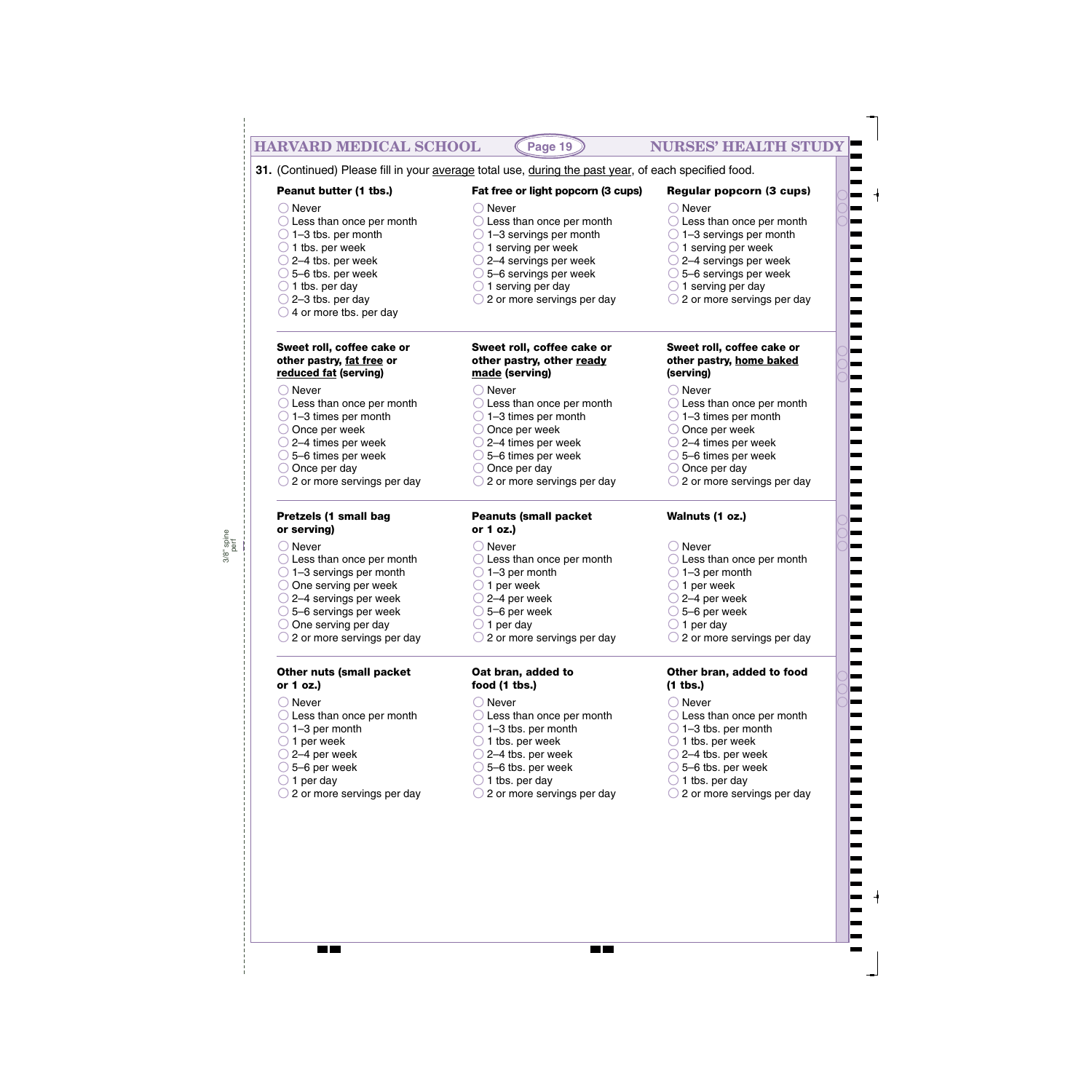**31.** (Continued) Please fill in your average total use, during the past year, of each specified food.

**Peanut butter (1 tbs.)**

- Never
- Less than once per month
- 1–3 tbs. per month
- 1 tbs. per week
- 2–4 tbs. per week
- 5–6 tbs. per week
- 1 tbs. per day
- 2–3 tbs. per day
- 4 or more tbs. per day

**Fat free or light popcorn (3 cups)**

- Never
- Less than once per month
- 1–3 servings per month
- 1 serving per week
- 2–4 servings per week
- 5–6 servings per week
- 1 serving per day
- 2 or more servings per day

**Regular popcorn (3 cups)**

- Never
- Less than once per month
- 1–3 servings per month
- 1 serving per week
- 2–4 servings per week
- 5–6 servings per week
- 1 serving per day
- 2 or more servings per day

**Sweet roll, coffee cake or other pastry, fat free or reduced fat (serving)**

- Never
- Less than once per month
- 1–3 times per month
- Once per week
- 2–4 times per week
- 5–6 times per week
- Once per day
- 2 or more servings per day

**Sweet roll, coffee cake or other pastry, other ready made (serving)**

- Never
- Less than once per month
- 1–3 times per month
- Once per week
- 2–4 times per week
- 5–6 times per week
- Once per day
- 2 or more servings per day

**Sweet roll, coffee cake or other pastry, home baked (serving)**

- Never
- Less than once per month
- 1–3 times per month
- Once per week
- 2–4 times per week
- 5–6 times per week
- Once per day
- 2 or more servings per day

**Pretzels (1 small bag or serving)**

- Never
- Less than once per month
- 1–3 servings per month
- One serving per week
- 2–4 servings per week
- 5–6 servings per week
- One serving per day
- 2 or more servings per day

**Peanuts (small packet or 1 oz.)**

- Never
- Less than once per month
- 1–3 per month
- 1 per week
- 2–4 per week
- 5–6 per week
- 1 per day
- 2 or more servings per day

**Walnuts (1 oz.)**

- Never
- Less than once per month
- 1–3 per month
- 1 per week
- 2–4 per week
- 5–6 per week
- 1 per day
- 2 or more servings per day

**Other nuts (small packet or 1 oz.)**

- Never
- Less than once per month
- 1–3 per month
- 1 per week
- 2–4 per week
- 5–6 per week
- 1 per day
- 2 or more servings per day

**Oat bran, added to food (1 tbs.)**

- Never
- Less than once per month
- 1–3 tbs. per month
- 1 tbs. per week
- 2–4 tbs. per week
- 5–6 tbs. per week
- 1 tbs. per day
- 2 or more servings per day

**Other bran, added to food (1 tbs.)**

- Never
- Less than once per month
- 1–3 tbs. per month
- 1 tbs. per week
- 2–4 tbs. per week
- 5–6 tbs. per week
- 1 tbs. per day
- 2 or more servings per day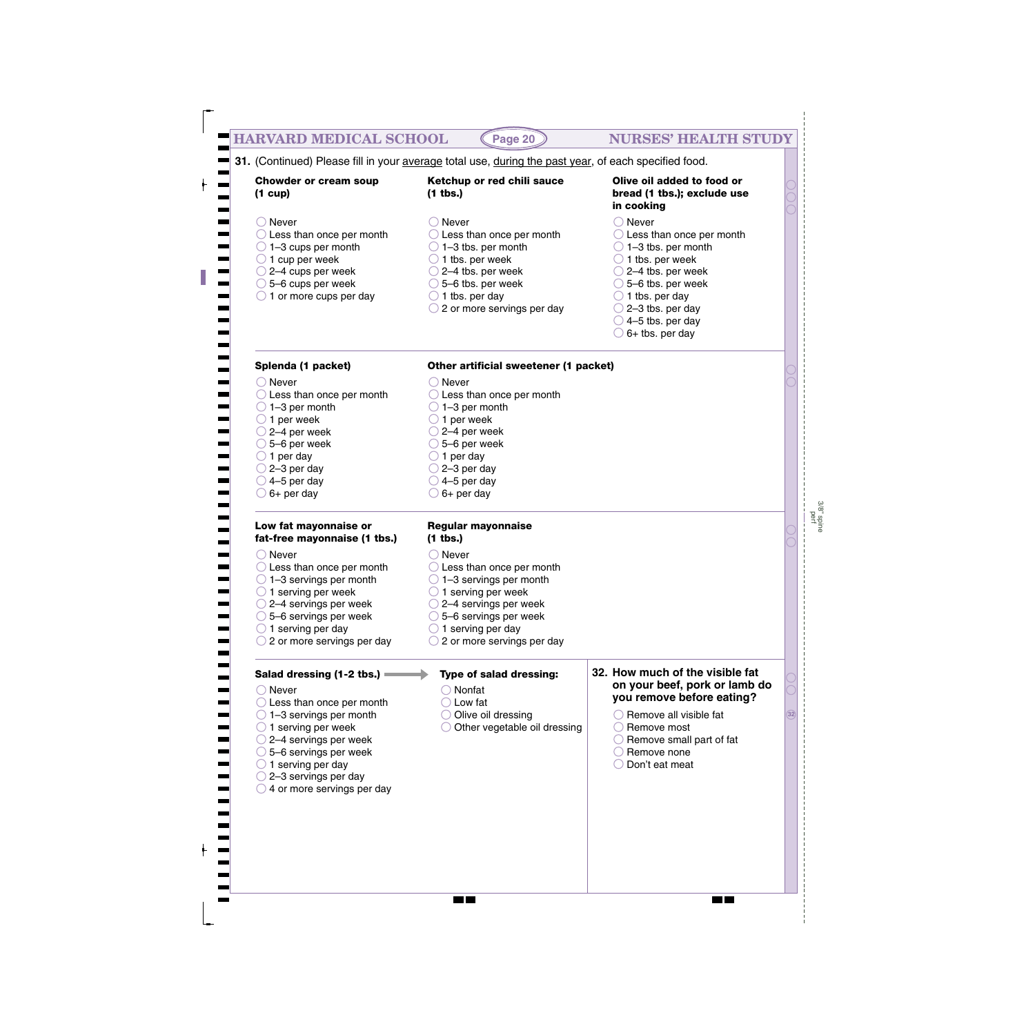**31.** (Continued) Please fill in your average total use, during the past year, of each specified food.

**Chowder or cream soup (1 cup)**

- ◯ Never
- ◯ Less than once per month
- ◯ 1–3 cups per month
- ◯ 1 cup per week
- ◯ 2–4 cups per week
- ◯ 5–6 cups per week
- ◯ 1 or more cups per day

**Ketchup or red chili sauce (1 tbs.)**

- ◯ Never
- ◯ Less than once per month
- ◯ 1–3 tbs. per month
- ◯ 1 tbs. per week
- ◯ 2–4 tbs. per week
- ◯ 5–6 tbs. per week
- ◯ 1 tbs. per day
- ◯ 2 or more servings per day

**Olive oil added to food or bread (1 tbs.); exclude use in cooking**

- ◯ Never
- ◯ Less than once per month
- ◯ 1–3 tbs. per month
- ◯ 1 tbs. per week
- ◯ 2–4 tbs. per week
- ◯ 5–6 tbs. per week
- ◯ 1 tbs. per day
- ◯ 2–3 tbs. per day
- ◯ 4–5 tbs. per day
- ◯ 6+ tbs. per day

**Splenda (1 packet)**

- ◯ Never
- ◯ Less than once per month
- ◯ 1–3 per month
- ◯ 1 per week
- ◯ 2–4 per week
- ◯ 5–6 per week
- ◯ 1 per day
- ◯ 2–3 per day
- ◯ 4–5 per day
- ◯ 6+ per day

**Other artificial sweetener (1 packet)**

- ◯ Never
- ◯ Less than once per month
- ◯ 1–3 per month
- ◯ 1 per week
- ◯ 2–4 per week
- ◯ 5–6 per week
- ◯ 1 per day
- ◯ 2–3 per day
- ◯ 4–5 per day
- ◯ 6+ per day

**Low fat mayonnaise or fat-free mayonnaise (1 tbs.)**

- ◯ Never
- ◯ Less than once per month
- ◯ 1–3 servings per month
- ◯ 1 serving per week
- ◯ 2–4 servings per week
- ◯ 5–6 servings per week
- ◯ 1 serving per day
- ◯ 2 or more servings per day

**Regular mayonnaise (1 tbs.)**

- ◯ Never
- ◯ Less than once per month
- ◯ 1–3 servings per month
- ◯ 1 serving per week
- ◯ 2–4 servings per week
- ◯ 5–6 servings per week
- ◯ 1 serving per day
- ◯ 2 or more servings per day

**Salad dressing (1-2 tbs.)** →

- ◯ Never
- ◯ Less than once per month
- ◯ 1–3 servings per month
- ◯ 1 serving per week
- ◯ 2–4 servings per week
- ◯ 5–6 servings per week
- ◯ 1 serving per day
- ◯ 2–3 servings per day
- ◯ 4 or more servings per day

**Type of salad dressing:**

- ◯ Nonfat
- ◯ Low fat
- ◯ Olive oil dressing
- ◯ Other vegetable oil dressing

**32. How much of the visible fat on your beef, pork or lamb do you remove before eating?**

- ◯ Remove all visible fat
- ◯ Remove most
- ◯ Remove small part of fat
- ◯ Remove none
- ◯ Don't eat meat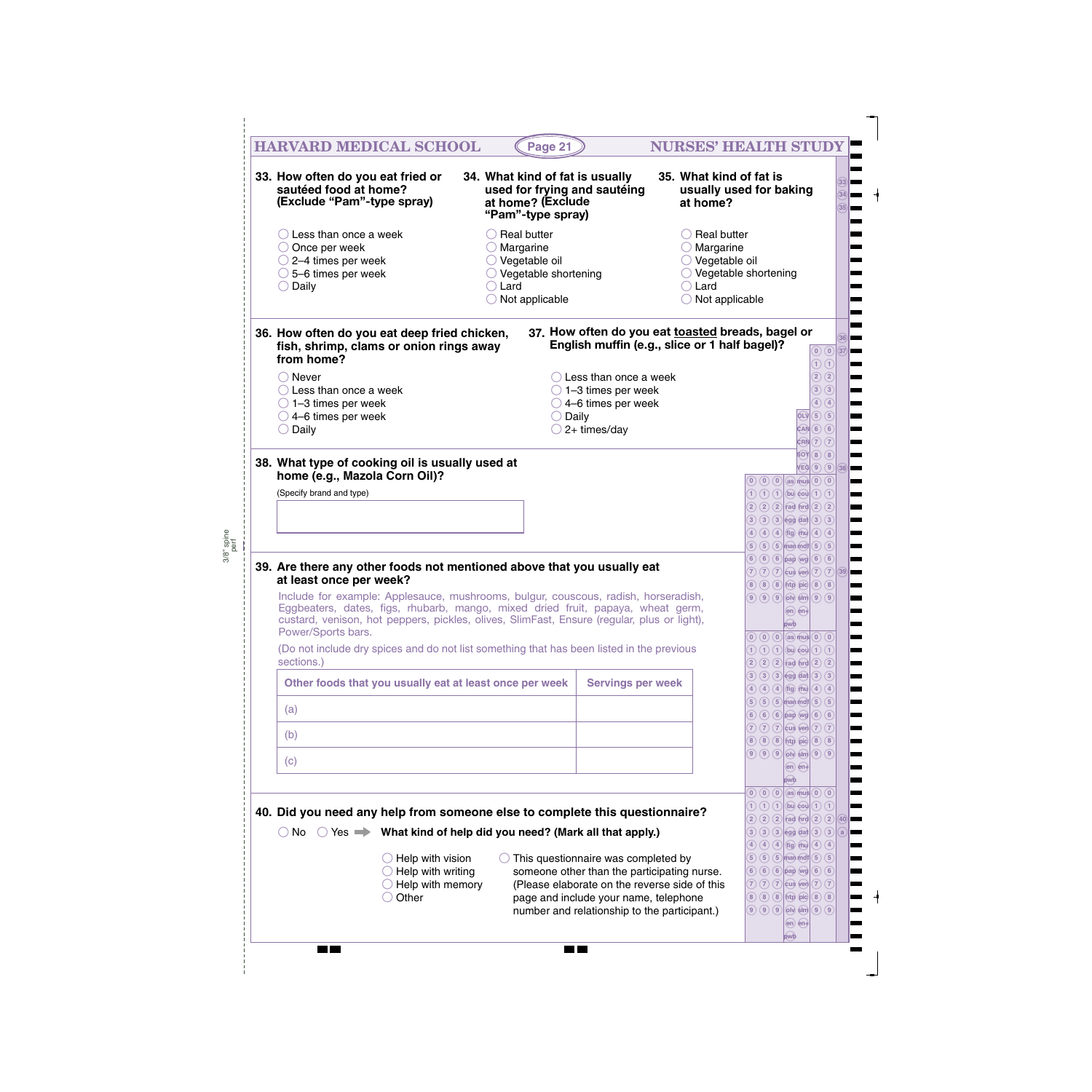**33. How often do you eat fried or sautéed food at home? (Exclude "Pam"-type spray)**

- ◯ Less than once a week
- ◯ Once per week
- ◯ 2–4 times per week
- ◯ 5–6 times per week
- ◯ Daily

**34. What kind of fat is usually used for frying and sautéing at home? (Exclude "Pam"-type spray)**

- ◯ Real butter
- ◯ Margarine
- ◯ Vegetable oil
- ◯ Vegetable shortening
- ◯ Lard
- ◯ Not applicable

**35. What kind of fat is usually used for baking at home?**

- ◯ Real butter
- ◯ Margarine
- ◯ Vegetable oil
- ◯ Vegetable shortening
- ◯ Lard
- ◯ Not applicable

**36. How often do you eat deep fried chicken, fish, shrimp, clams or onion rings away from home?**

- ◯ Never
- ◯ Less than once a week
- ◯ 1–3 times per week
- ◯ 4–6 times per week
- ◯ Daily

**37. How often do you eat toasted breads, bagel or English muffin (e.g., slice or 1 half bagel)?**

- ◯ Less than once a week
- ◯ 1–3 times per week
- ◯ 4–6 times per week
- ◯ Daily
- ◯ 2+ times/day

**38. What type of cooking oil is usually used at home (e.g., Mazola Corn Oil)?**

(Specify brand and type)

**39. Are there any other foods not mentioned above that you usually eat at least once per week?**

Include for example: Applesauce, mushrooms, bulgur, couscous, radish, horseradish, Eggbeaters, dates, figs, rhubarb, mango, mixed dried fruit, papaya, wheat germ, custard, venison, hot peppers, pickles, olives, SlimFast, Ensure (regular, plus or light), Power/Sports bars.

(Do not include dry spices and do not list something that has been listed in the previous sections.)

| Other foods that you usually eat at least once per week | Servings per week |
|---|---|
| (a) | |
| (b) | |
| (c) | |

**40. Did you need any help from someone else to complete this questionnaire?**

◯ No ◯ Yes ➡ **What kind of help did you need? (Mark all that apply.)**

- ◯ Help with vision
- ◯ Help with writing
- ◯ Help with memory
- ◯ Other
- ◯ This questionnaire was completed by someone other than the participating nurse. (Please elaborate on the reverse side of this page and include your name, telephone number and relationship to the participant.)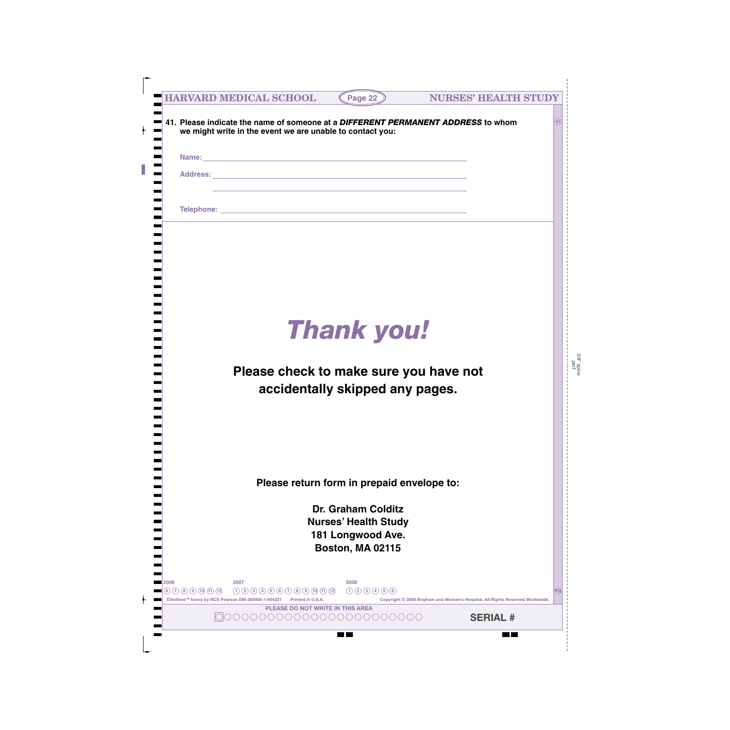**41. Please indicate the name of someone at a *DIFFERENT PERMANENT ADDRESS* to whom we might write in the event we are unable to contact you:**

Name: ______________________________________________

Address: ______________________________________________

______________________________________________

Telephone: ______________________________________________

# *Thank you!*

**Please check to make sure you have not accidentally skipped any pages.**

**Please return form in prepaid envelope to:**

**Dr. Graham Colditz**
**Nurses' Health Study**
**181 Longwood Ave.**
**Boston, MA 02115**

2006 ⑥ ⑦ ⑧ ⑨ ⑩ ⑪ ⑫ 2007 ① ② ③ ④ ⑤ ⑥ ⑦ ⑧ ⑨ ⑩ ⑪ ⑫ 2008 ① ② ③ ④ ⑤ ⑥

EliteView™ forms by NCS Pearson EM-265900-1:654321 Printed in U.S.A. Copyright © 2006 Brigham and Women's Hospital. All Rights Reserved Worldwide.

PLEASE DO NOT WRITE IN THIS AREA

**SERIAL #**